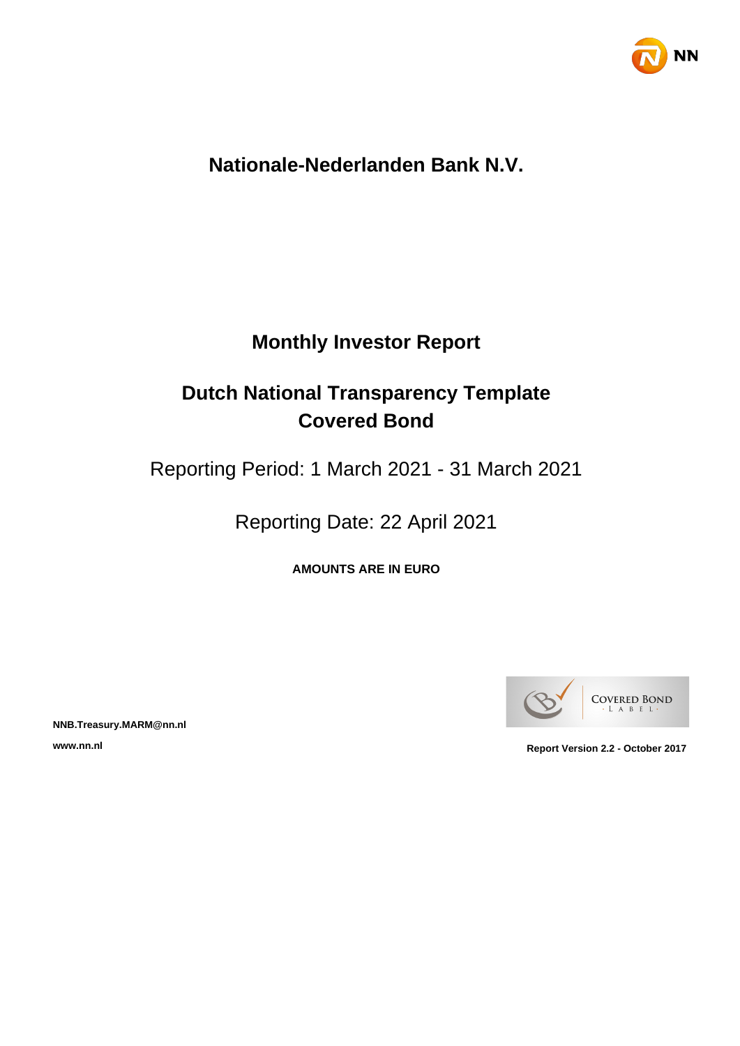# Nationale-Nederlanden Bank N.V.

## Monthly Investor Report

## Dutch National Transparency Template
## Covered Bond

Reporting Period: 1 March 2021 - 31 March 2021

Reporting Date: 22 April 2021

**AMOUNTS ARE IN EURO**

**NNB.Treasury.MARM@nn.nl**

**www.nn.nl**

**Report Version 2.2 - October 2017**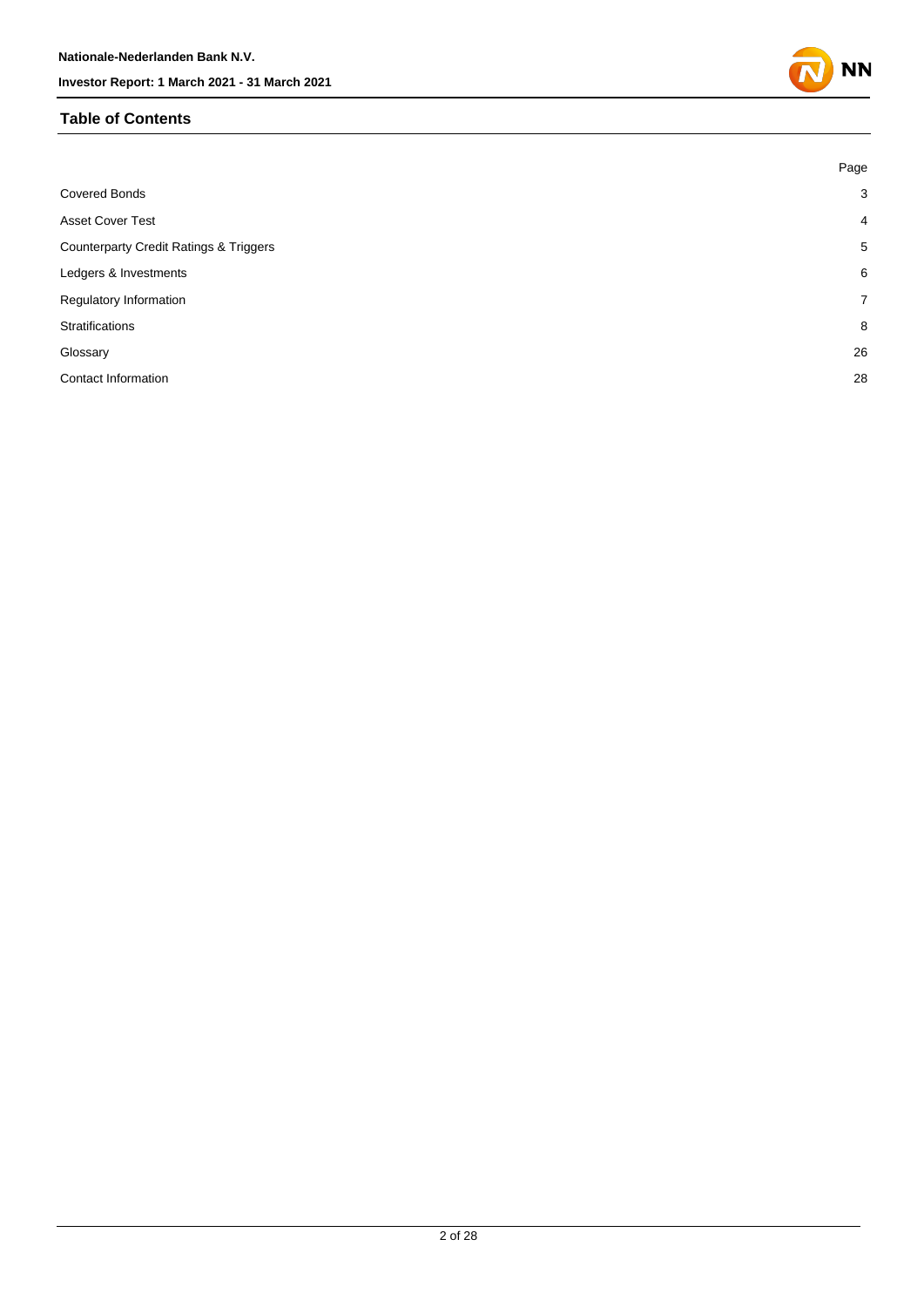## Table of Contents

| | Page |
|---|---|
| Covered Bonds | 3 |
| Asset Cover Test | 4 |
| Counterparty Credit Ratings & Triggers | 5 |
| Ledgers & Investments | 6 |
| Regulatory Information | 7 |
| Stratifications | 8 |
| Glossary | 26 |
| Contact Information | 28 |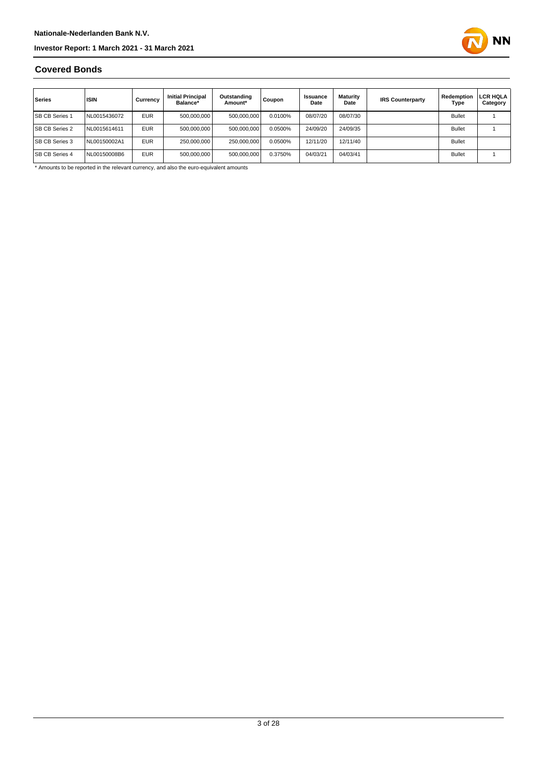## Covered Bonds

| Series | ISIN | Currency | Initial Principal Balance* | Outstanding Amount* | Coupon | Issuance Date | Maturity Date | IRS Counterparty | Redemption Type | LCR HQLA Category |
|---|---|---|---|---|---|---|---|---|---|---|
| SB CB Series 1 | NL0015436072 | EUR | 500,000,000 | 500,000,000 | 0.0100% | 08/07/20 | 08/07/30 | | Bullet | 1 |
| SB CB Series 2 | NL0015614611 | EUR | 500,000,000 | 500,000,000 | 0.0500% | 24/09/20 | 24/09/35 | | Bullet | 1 |
| SB CB Series 3 | NL00150002A1 | EUR | 250,000,000 | 250,000,000 | 0.0500% | 12/11/20 | 12/11/40 | | Bullet | |
| SB CB Series 4 | NL00150008B6 | EUR | 500,000,000 | 500,000,000 | 0.3750% | 04/03/21 | 04/03/41 | | Bullet | 1 |

* Amounts to be reported in the relevant currency, and also the euro-equivalent amounts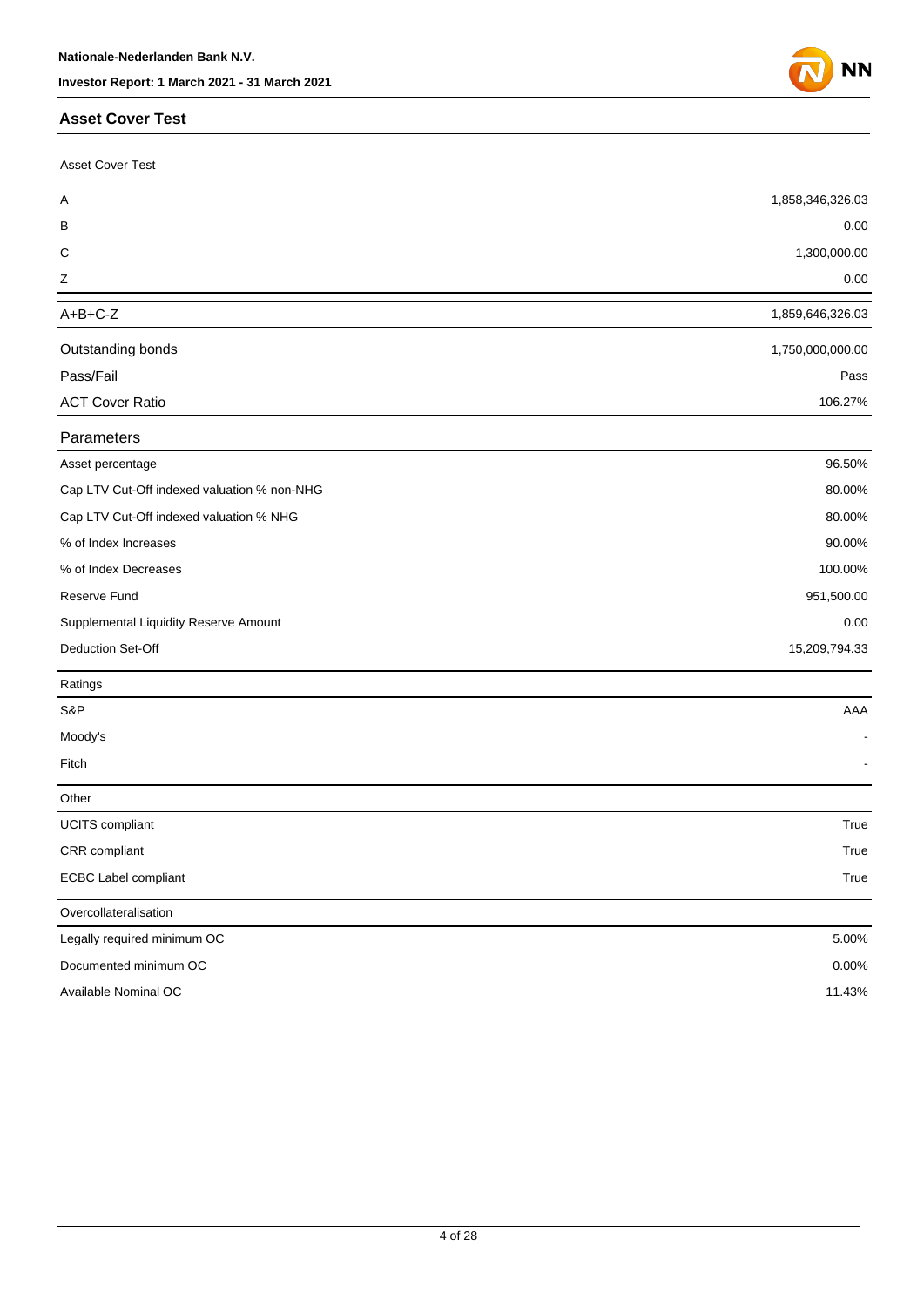## Asset Cover Test

| Asset Cover Test | |
|---|---|
| A | 1,858,346,326.03 |
| B | 0.00 |
| C | 1,300,000.00 |
| Z | 0.00 |
| A+B+C-Z | 1,859,646,326.03 |
| Outstanding bonds | 1,750,000,000.00 |
| Pass/Fail | Pass |
| ACT Cover Ratio | 106.27% |

| Parameters | |
|---|---|
| Asset percentage | 96.50% |
| Cap LTV Cut-Off indexed valuation % non-NHG | 80.00% |
| Cap LTV Cut-Off indexed valuation % NHG | 80.00% |
| % of Index Increases | 90.00% |
| % of Index Decreases | 100.00% |
| Reserve Fund | 951,500.00 |
| Supplemental Liquidity Reserve Amount | 0.00 |
| Deduction Set-Off | 15,209,794.33 |

| Ratings | |
|---|---|
| S&P | AAA |
| Moody's | - |
| Fitch | - |

| Other | |
|---|---|
| UCITS compliant | True |
| CRR compliant | True |
| ECBC Label compliant | True |

| Overcollateralisation | |
|---|---|
| Legally required minimum OC | 5.00% |
| Documented minimum OC | 0.00% |
| Available Nominal OC | 11.43% |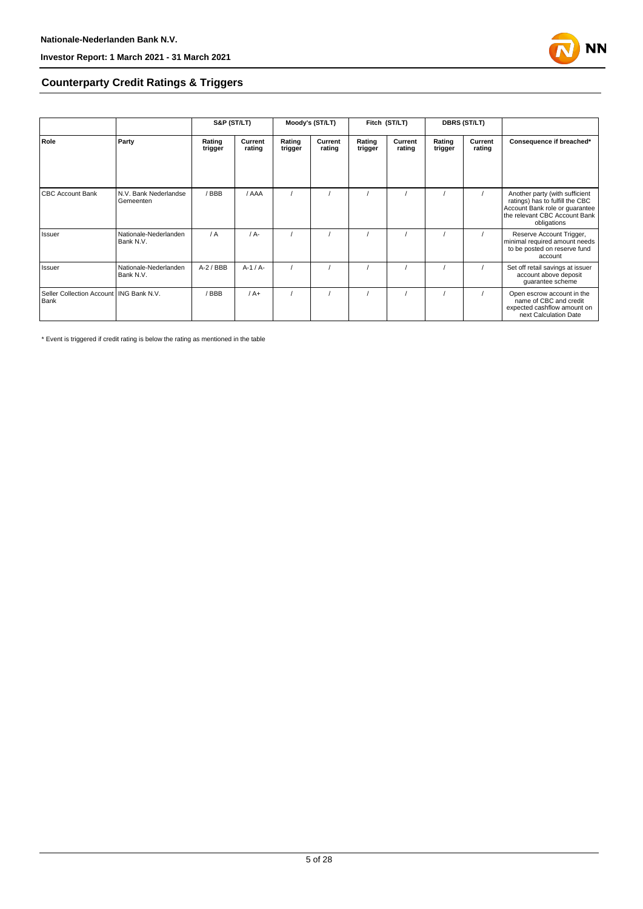## Counterparty Credit Ratings & Triggers

| | | S&P (ST/LT) | | Moody's (ST/LT) | | Fitch (ST/LT) | | DBRS (ST/LT) | | |
|---|---|---|---|---|---|---|---|---|---|---|
| **Role** | **Party** | **Rating trigger** | **Current rating** | **Rating trigger** | **Current rating** | **Rating trigger** | **Current rating** | **Rating trigger** | **Current rating** | **Consequence if breached*** |
| CBC Account Bank | N.V. Bank Nederlandse Gemeenten | / BBB | / AAA | / | / | / | / | / | / | Another party (with sufficient ratings) has to fulfill the CBC Account Bank role or guarantee the relevant CBC Account Bank obligations |
| Issuer | Nationale-Nederlanden Bank N.V. | / A | / A- | / | / | / | / | / | / | Reserve Account Trigger, minimal required amount needs to be posted on reserve fund account |
| Issuer | Nationale-Nederlanden Bank N.V. | A-2 / BBB | A-1 / A- | / | / | / | / | / | / | Set off retail savings at issuer account above deposit guarantee scheme |
| Seller Collection Account Bank | ING Bank N.V. | / BBB | / A+ | / | / | / | / | / | / | Open escrow account in the name of CBC and credit expected cashflow amount on next Calculation Date |

* Event is triggered if credit rating is below the rating as mentioned in the table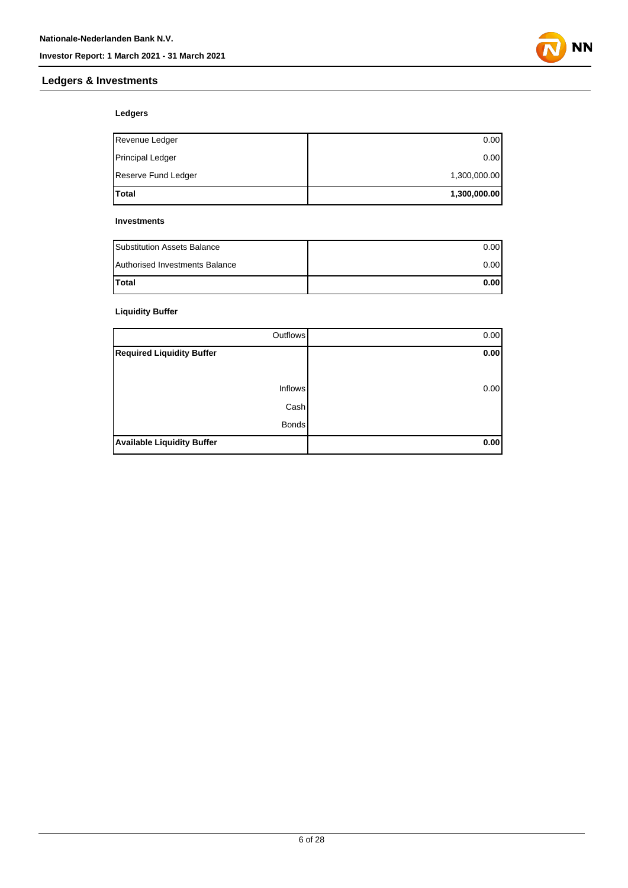## Ledgers & Investments

### Ledgers

| | |
|---|---:|
| Revenue Ledger | 0.00 |
| Principal Ledger | 0.00 |
| Reserve Fund Ledger | 1,300,000.00 |
| **Total** | **1,300,000.00** |

### Investments

| | |
|---|---:|
| Substitution Assets Balance | 0.00 |
| Authorised Investments Balance | 0.00 |
| **Total** | **0.00** |

### Liquidity Buffer

| | |
|---:|---:|
| Outflows | 0.00 |
| **Required Liquidity Buffer** | **0.00** |
| | |
| Inflows | 0.00 |
| Cash | |
| Bonds | |
| **Available Liquidity Buffer** | **0.00** |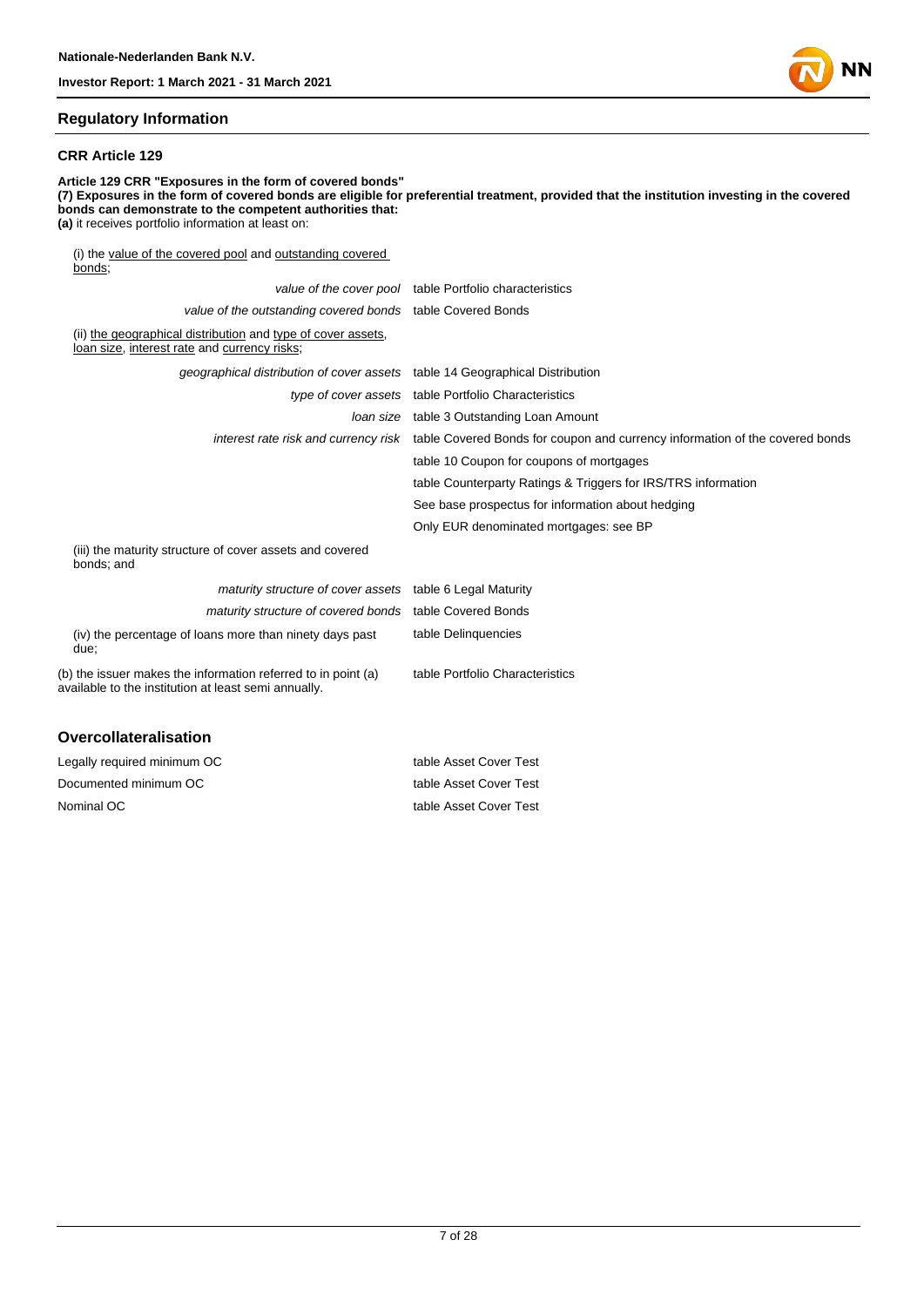## Regulatory Information

### CRR Article 129

**Article 129 CRR "Exposures in the form of covered bonds"**
**(7) Exposures in the form of covered bonds are eligible for preferential treatment, provided that the institution investing in the covered bonds can demonstrate to the competent authorities that:**
**(a)** it receives portfolio information at least on:

| | |
|---|---|
| (i) the value of the covered pool and outstanding covered bonds; | |
| *value of the cover pool* | table Portfolio characteristics |
| *value of the outstanding covered bonds* | table Covered Bonds |
| (ii) the geographical distribution and type of cover assets, loan size, interest rate and currency risks; | |
| *geographical distribution of cover assets* | table 14 Geographical Distribution |
| *type of cover assets* | table Portfolio Characteristics |
| *loan size* | table 3 Outstanding Loan Amount |
| *interest rate risk and currency risk* | table Covered Bonds for coupon and currency information of the covered bonds |
| | table 10 Coupon for coupons of mortgages |
| | table Counterparty Ratings & Triggers for IRS/TRS information |
| | See base prospectus for information about hedging |
| | Only EUR denominated mortgages: see BP |
| (iii) the maturity structure of cover assets and covered bonds; and | |
| *maturity structure of cover assets* | table 6 Legal Maturity |
| *maturity structure of covered bonds* | table Covered Bonds |
| (iv) the percentage of loans more than ninety days past due; | table Delinquencies |
| (b) the issuer makes the information referred to in point (a) available to the institution at least semi annually. | table Portfolio Characteristics |

## Overcollateralisation

| | |
|---|---|
| Legally required minimum OC | table Asset Cover Test |
| Documented minimum OC | table Asset Cover Test |
| Nominal OC | table Asset Cover Test |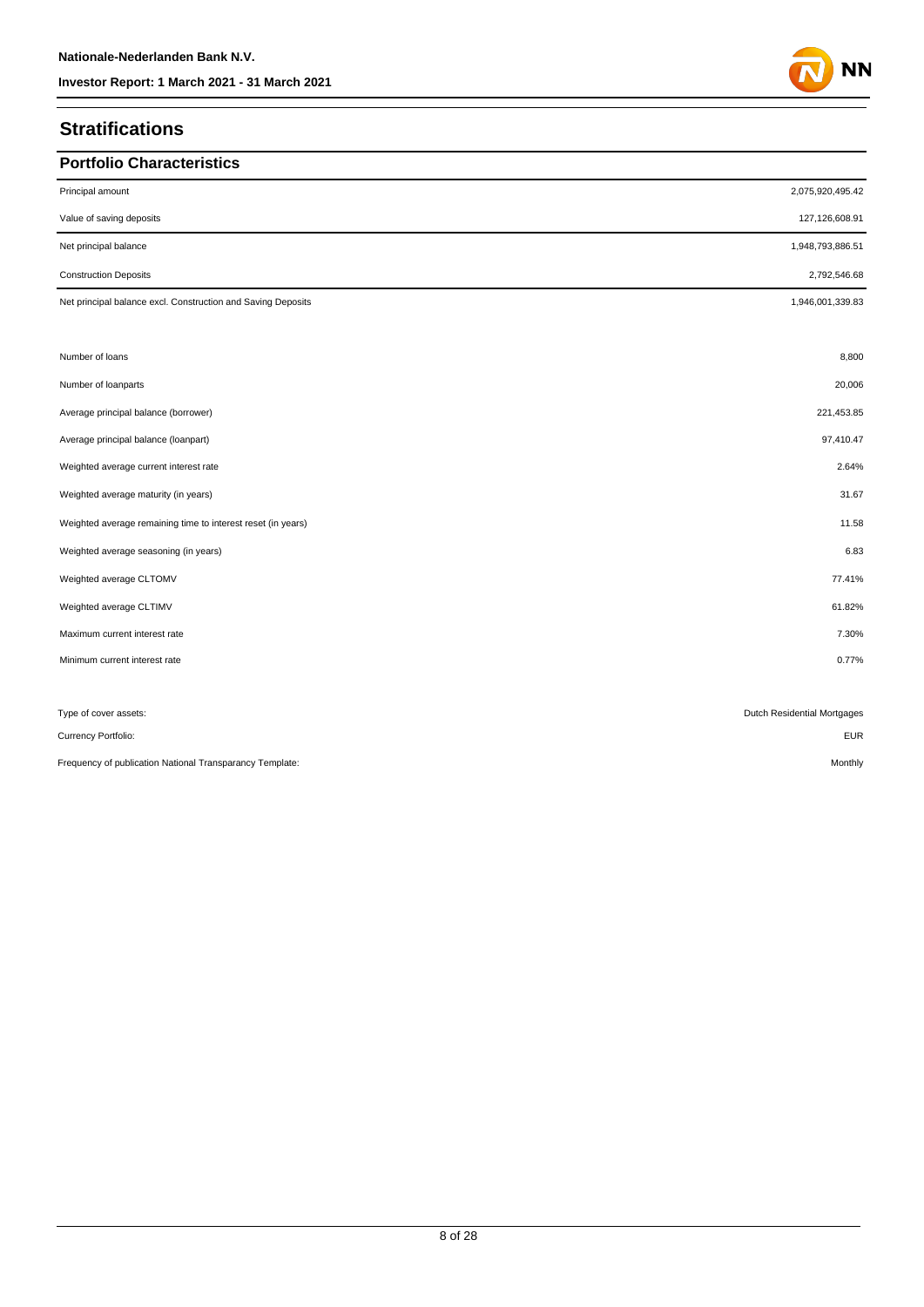## Stratifications

### Portfolio Characteristics

| | |
|---|---|
| Principal amount | 2,075,920,495.42 |
| Value of saving deposits | 127,126,608.91 |
| Net principal balance | 1,948,793,886.51 |
| Construction Deposits | 2,792,546.68 |
| Net principal balance excl. Construction and Saving Deposits | 1,946,001,339.83 |

| | |
|---|---|
| Number of loans | 8,800 |
| Number of loanparts | 20,006 |
| Average principal balance (borrower) | 221,453.85 |
| Average principal balance (loanpart) | 97,410.47 |
| Weighted average current interest rate | 2.64% |
| Weighted average maturity (in years) | 31.67 |
| Weighted average remaining time to interest reset (in years) | 11.58 |
| Weighted average seasoning (in years) | 6.83 |
| Weighted average CLTOMV | 77.41% |
| Weighted average CLTIMV | 61.82% |
| Maximum current interest rate | 7.30% |
| Minimum current interest rate | 0.77% |

| | |
|---|---|
| Type of cover assets: | Dutch Residential Mortgages |
| Currency Portfolio: | EUR |
| Frequency of publication National Transparancy Template: | Monthly |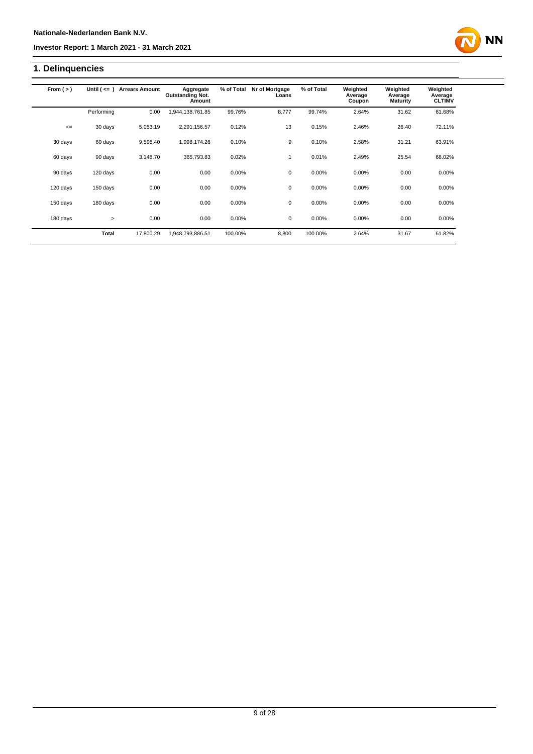## 1. Delinquencies

| From ( > ) | Until ( <= ) | Arrears Amount | Aggregate Outstanding Not. Amount | % of Total | Nr of Mortgage Loans | % of Total | Weighted Average Coupon | Weighted Average Maturity | Weighted Average CLTIMV |
|---|---|---|---|---|---|---|---|---|---|
| | Performing | 0.00 | 1,944,138,761.85 | 99.76% | 8,777 | 99.74% | 2.64% | 31.62 | 61.68% |
| <= | 30 days | 5,053.19 | 2,291,156.57 | 0.12% | 13 | 0.15% | 2.46% | 26.40 | 72.11% |
| 30 days | 60 days | 9,598.40 | 1,998,174.26 | 0.10% | 9 | 0.10% | 2.58% | 31.21 | 63.91% |
| 60 days | 90 days | 3,148.70 | 365,793.83 | 0.02% | 1 | 0.01% | 2.49% | 25.54 | 68.02% |
| 90 days | 120 days | 0.00 | 0.00 | 0.00% | 0 | 0.00% | 0.00% | 0.00 | 0.00% |
| 120 days | 150 days | 0.00 | 0.00 | 0.00% | 0 | 0.00% | 0.00% | 0.00 | 0.00% |
| 150 days | 180 days | 0.00 | 0.00 | 0.00% | 0 | 0.00% | 0.00% | 0.00 | 0.00% |
| 180 days | > | 0.00 | 0.00 | 0.00% | 0 | 0.00% | 0.00% | 0.00 | 0.00% |
| | **Total** | 17,800.29 | 1,948,793,886.51 | 100.00% | 8,800 | 100.00% | 2.64% | 31.67 | 61.82% |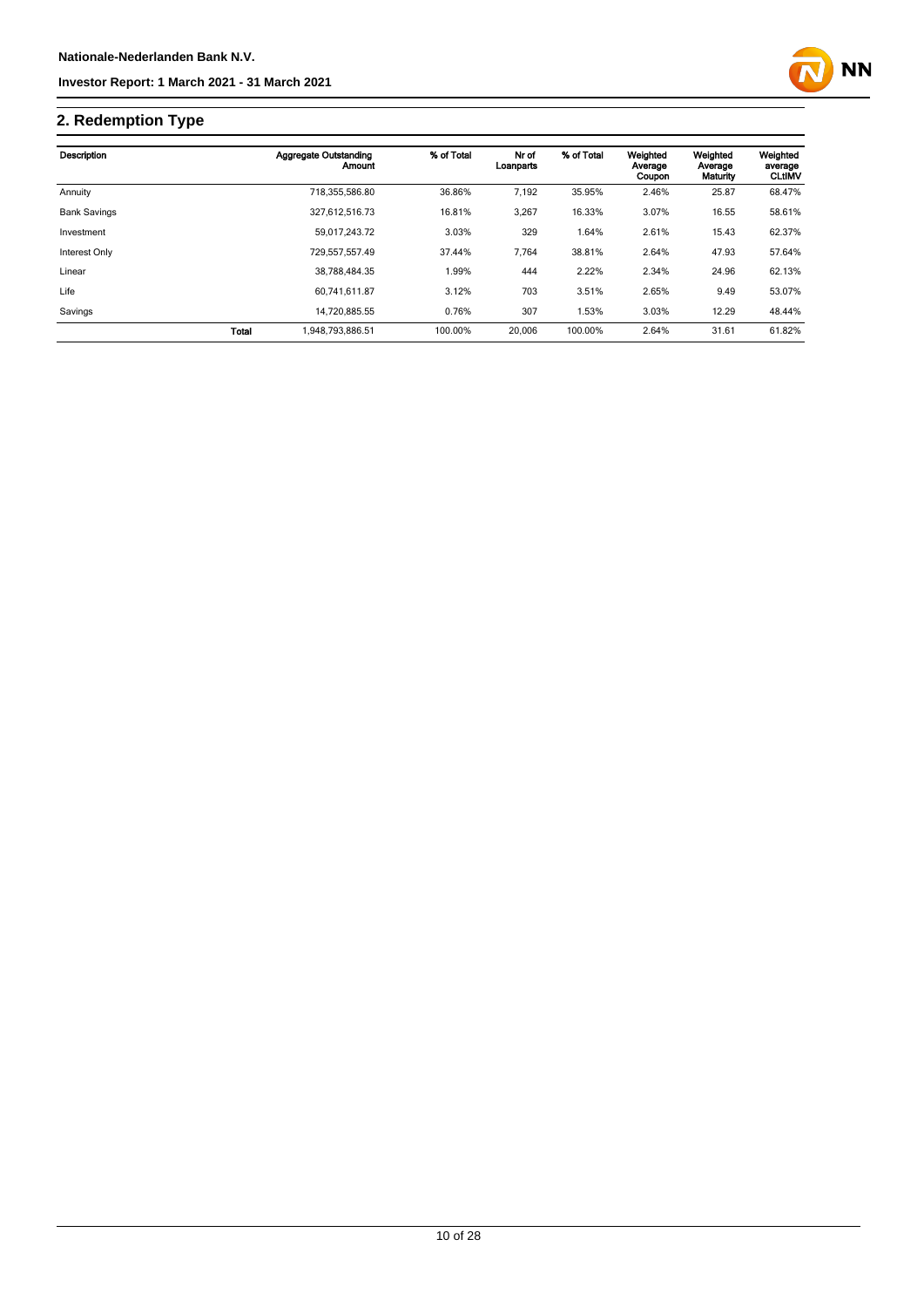## 2. Redemption Type

| Description | | Aggregate Outstanding Amount | % of Total | Nr of Loanparts | % of Total | Weighted Average Coupon | Weighted Average Maturity | Weighted average CLtIMV |
|---|---|---|---|---|---|---|---|---|
| Annuity | | 718,355,586.80 | 36.86% | 7,192 | 35.95% | 2.46% | 25.87 | 68.47% |
| Bank Savings | | 327,612,516.73 | 16.81% | 3,267 | 16.33% | 3.07% | 16.55 | 58.61% |
| Investment | | 59,017,243.72 | 3.03% | 329 | 1.64% | 2.61% | 15.43 | 62.37% |
| Interest Only | | 729,557,557.49 | 37.44% | 7,764 | 38.81% | 2.64% | 47.93 | 57.64% |
| Linear | | 38,788,484.35 | 1.99% | 444 | 2.22% | 2.34% | 24.96 | 62.13% |
| Life | | 60,741,611.87 | 3.12% | 703 | 3.51% | 2.65% | 9.49 | 53.07% |
| Savings | | 14,720,885.55 | 0.76% | 307 | 1.53% | 3.03% | 12.29 | 48.44% |
| | **Total** | 1,948,793,886.51 | 100.00% | 20,006 | 100.00% | 2.64% | 31.61 | 61.82% |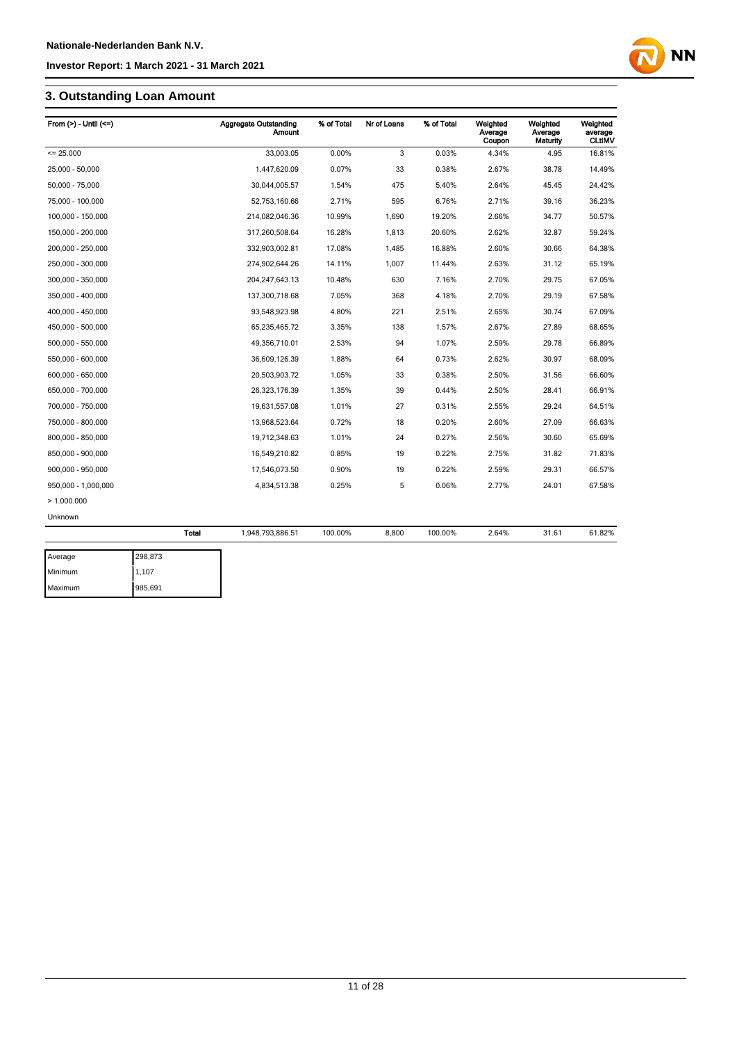## 3. Outstanding Loan Amount

| From (>) - Until (<=) | Aggregate Outstanding Amount | % of Total | Nr of Loans | % of Total | Weighted Average Coupon | Weighted Average Maturity | Weighted average CLtIMV |
|---|---|---|---|---|---|---|---|
| <= 25.000 | 33,003.05 | 0.00% | 3 | 0.03% | 4.34% | 4.95 | 16.81% |
| 25,000 - 50,000 | 1,447,620.09 | 0.07% | 33 | 0.38% | 2.67% | 38.78 | 14.49% |
| 50,000 - 75,000 | 30,044,005.57 | 1.54% | 475 | 5.40% | 2.64% | 45.45 | 24.42% |
| 75,000 - 100,000 | 52,753,160.66 | 2.71% | 595 | 6.76% | 2.71% | 39.16 | 36.23% |
| 100,000 - 150,000 | 214,082,046.36 | 10.99% | 1,690 | 19.20% | 2.66% | 34.77 | 50.57% |
| 150,000 - 200,000 | 317,260,508.64 | 16.28% | 1,813 | 20.60% | 2.62% | 32.87 | 59.24% |
| 200,000 - 250,000 | 332,903,002.81 | 17.08% | 1,485 | 16.88% | 2.60% | 30.66 | 64.38% |
| 250,000 - 300,000 | 274,902,644.26 | 14.11% | 1,007 | 11.44% | 2.63% | 31.12 | 65.19% |
| 300,000 - 350,000 | 204,247,643.13 | 10.48% | 630 | 7.16% | 2.70% | 29.75 | 67.05% |
| 350,000 - 400,000 | 137,300,718.68 | 7.05% | 368 | 4.18% | 2.70% | 29.19 | 67.58% |
| 400,000 - 450,000 | 93,548,923.98 | 4.80% | 221 | 2.51% | 2.65% | 30.74 | 67.09% |
| 450,000 - 500,000 | 65,235,465.72 | 3.35% | 138 | 1.57% | 2.67% | 27.89 | 68.65% |
| 500,000 - 550,000 | 49,356,710.01 | 2.53% | 94 | 1.07% | 2.59% | 29.78 | 66.89% |
| 550,000 - 600,000 | 36,609,126.39 | 1.88% | 64 | 0.73% | 2.62% | 30.97 | 68.09% |
| 600,000 - 650,000 | 20,503,903.72 | 1.05% | 33 | 0.38% | 2.50% | 31.56 | 66.60% |
| 650,000 - 700,000 | 26,323,176.39 | 1.35% | 39 | 0.44% | 2.50% | 28.41 | 66.91% |
| 700,000 - 750,000 | 19,631,557.08 | 1.01% | 27 | 0.31% | 2.55% | 29.24 | 64.51% |
| 750,000 - 800,000 | 13,968,523.64 | 0.72% | 18 | 0.20% | 2.60% | 27.09 | 66.63% |
| 800,000 - 850,000 | 19,712,348.63 | 1.01% | 24 | 0.27% | 2.56% | 30.60 | 65.69% |
| 850,000 - 900,000 | 16,549,210.82 | 0.85% | 19 | 0.22% | 2.75% | 31.82 | 71.83% |
| 900,000 - 950,000 | 17,546,073.50 | 0.90% | 19 | 0.22% | 2.59% | 29.31 | 66.57% |
| 950,000 - 1,000,000 | 4,834,513.38 | 0.25% | 5 | 0.06% | 2.77% | 24.01 | 67.58% |
| > 1.000.000 | | | | | | | |
| Unknown | | | | | | | |
| **Total** | 1,948,793,886.51 | 100.00% | 8,800 | 100.00% | 2.64% | 31.61 | 61.82% |

| | |
|---|---|
| Average | 298,873 |
| Minimum | 1,107 |
| Maximum | 985,691 |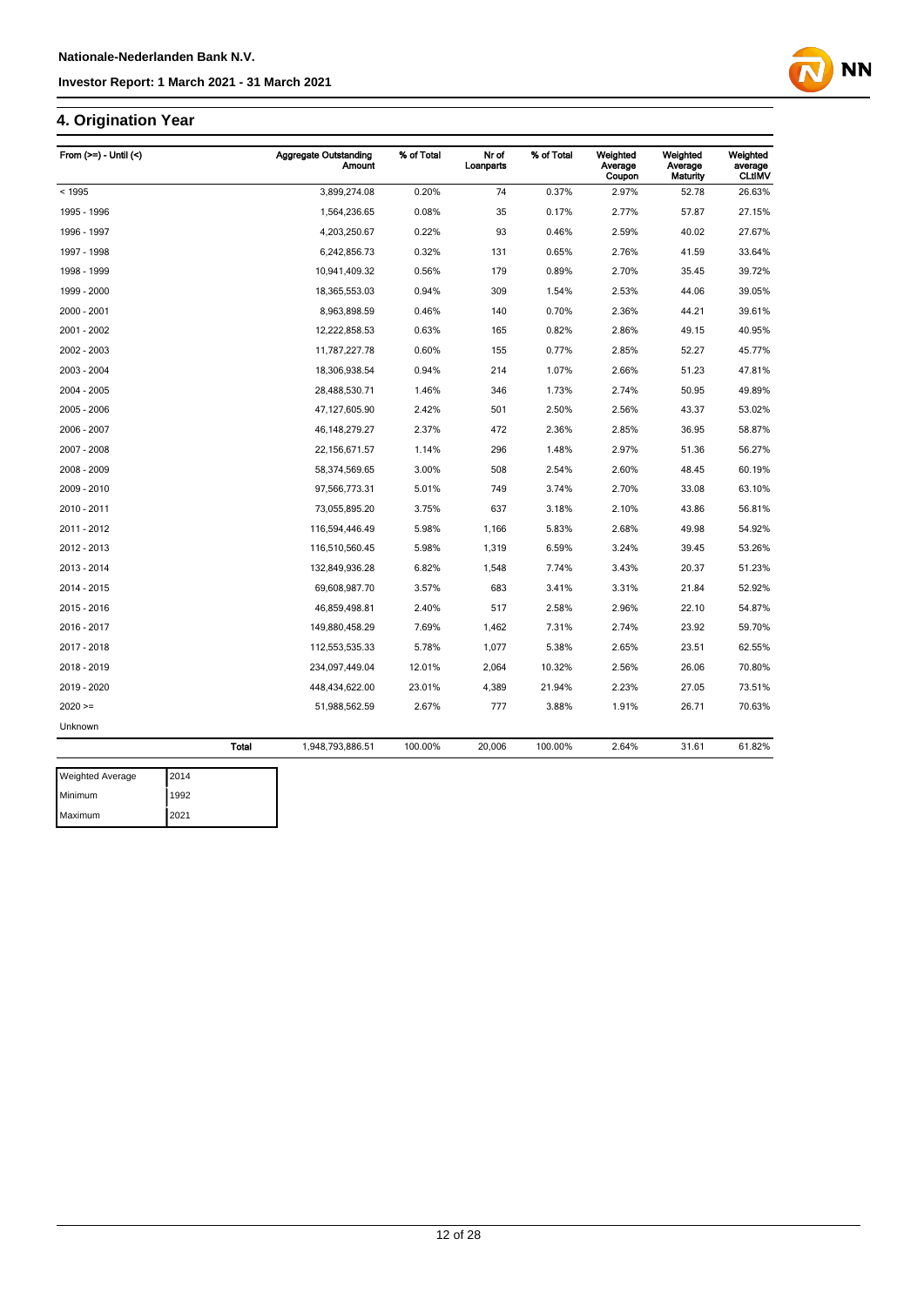## 4. Origination Year

| From (>=) - Until (<) | Aggregate Outstanding Amount | % of Total | Nr of Loanparts | % of Total | Weighted Average Coupon | Weighted Average Maturity | Weighted average CLtIMV |
|---|---|---|---|---|---|---|---|
| < 1995 | 3,899,274.08 | 0.20% | 74 | 0.37% | 2.97% | 52.78 | 26.63% |
| 1995 - 1996 | 1,564,236.65 | 0.08% | 35 | 0.17% | 2.77% | 57.87 | 27.15% |
| 1996 - 1997 | 4,203,250.67 | 0.22% | 93 | 0.46% | 2.59% | 40.02 | 27.67% |
| 1997 - 1998 | 6,242,856.73 | 0.32% | 131 | 0.65% | 2.76% | 41.59 | 33.64% |
| 1998 - 1999 | 10,941,409.32 | 0.56% | 179 | 0.89% | 2.70% | 35.45 | 39.72% |
| 1999 - 2000 | 18,365,553.03 | 0.94% | 309 | 1.54% | 2.53% | 44.06 | 39.05% |
| 2000 - 2001 | 8,963,898.59 | 0.46% | 140 | 0.70% | 2.36% | 44.21 | 39.61% |
| 2001 - 2002 | 12,222,858.53 | 0.63% | 165 | 0.82% | 2.86% | 49.15 | 40.95% |
| 2002 - 2003 | 11,787,227.78 | 0.60% | 155 | 0.77% | 2.85% | 52.27 | 45.77% |
| 2003 - 2004 | 18,306,938.54 | 0.94% | 214 | 1.07% | 2.66% | 51.23 | 47.81% |
| 2004 - 2005 | 28,488,530.71 | 1.46% | 346 | 1.73% | 2.74% | 50.95 | 49.89% |
| 2005 - 2006 | 47,127,605.90 | 2.42% | 501 | 2.50% | 2.56% | 43.37 | 53.02% |
| 2006 - 2007 | 46,148,279.27 | 2.37% | 472 | 2.36% | 2.85% | 36.95 | 58.87% |
| 2007 - 2008 | 22,156,671.57 | 1.14% | 296 | 1.48% | 2.97% | 51.36 | 56.27% |
| 2008 - 2009 | 58,374,569.65 | 3.00% | 508 | 2.54% | 2.60% | 48.45 | 60.19% |
| 2009 - 2010 | 97,566,773.31 | 5.01% | 749 | 3.74% | 2.70% | 33.08 | 63.10% |
| 2010 - 2011 | 73,055,895.20 | 3.75% | 637 | 3.18% | 2.10% | 43.86 | 56.81% |
| 2011 - 2012 | 116,594,446.49 | 5.98% | 1,166 | 5.83% | 2.68% | 49.98 | 54.92% |
| 2012 - 2013 | 116,510,560.45 | 5.98% | 1,319 | 6.59% | 3.24% | 39.45 | 53.26% |
| 2013 - 2014 | 132,849,936.28 | 6.82% | 1,548 | 7.74% | 3.43% | 20.37 | 51.23% |
| 2014 - 2015 | 69,608,987.70 | 3.57% | 683 | 3.41% | 3.31% | 21.84 | 52.92% |
| 2015 - 2016 | 46,859,498.81 | 2.40% | 517 | 2.58% | 2.96% | 22.10 | 54.87% |
| 2016 - 2017 | 149,880,458.29 | 7.69% | 1,462 | 7.31% | 2.74% | 23.92 | 59.70% |
| 2017 - 2018 | 112,553,535.33 | 5.78% | 1,077 | 5.38% | 2.65% | 23.51 | 62.55% |
| 2018 - 2019 | 234,097,449.04 | 12.01% | 2,064 | 10.32% | 2.56% | 26.06 | 70.80% |
| 2019 - 2020 | 448,434,622.00 | 23.01% | 4,389 | 21.94% | 2.23% | 27.05 | 73.51% |
| 2020 >= | 51,988,562.59 | 2.67% | 777 | 3.88% | 1.91% | 26.71 | 70.63% |
| Unknown | | | | | | | |
| **Total** | 1,948,793,886.51 | 100.00% | 20,006 | 100.00% | 2.64% | 31.61 | 61.82% |

| Weighted Average | 2014 |
|---|---|
| Minimum | 1992 |
| Maximum | 2021 |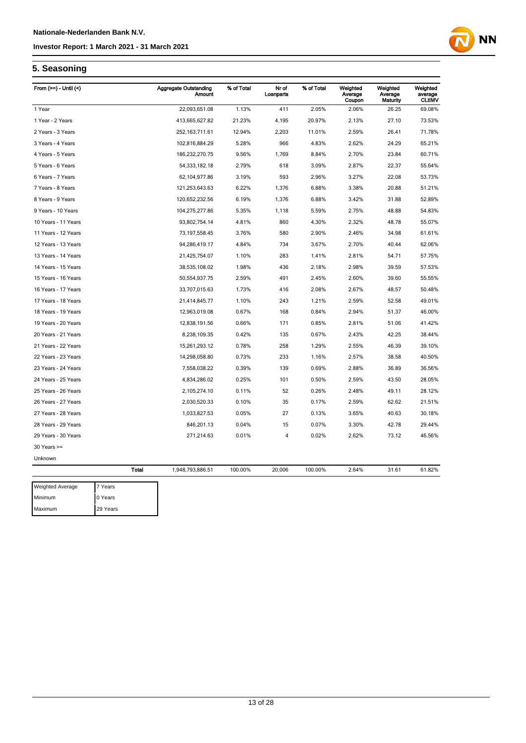## 5. Seasoning

| From (>=) - Until (<) | Aggregate Outstanding Amount | % of Total | Nr of Loanparts | % of Total | Weighted Average Coupon | Weighted Average Maturity | Weighted average CLtIMV |
|---|---|---|---|---|---|---|---|
| 1 Year | 22,093,651.08 | 1.13% | 411 | 2.05% | 2.06% | 26.25 | 69.08% |
| 1 Year - 2 Years | 413,665,627.82 | 21.23% | 4,195 | 20.97% | 2.13% | 27.10 | 73.53% |
| 2 Years - 3 Years | 252,163,711.61 | 12.94% | 2,203 | 11.01% | 2.59% | 26.41 | 71.78% |
| 3 Years - 4 Years | 102,816,884.29 | 5.28% | 966 | 4.83% | 2.62% | 24.29 | 65.21% |
| 4 Years - 5 Years | 186,232,270.75 | 9.56% | 1,769 | 8.84% | 2.70% | 23.84 | 60.71% |
| 5 Years - 6 Years | 54,333,182.18 | 2.79% | 618 | 3.09% | 2.87% | 22.37 | 55.64% |
| 6 Years - 7 Years | 62,104,977.86 | 3.19% | 593 | 2.96% | 3.27% | 22.08 | 53.73% |
| 7 Years - 8 Years | 121,253,643.63 | 6.22% | 1,376 | 6.88% | 3.38% | 20.88 | 51.21% |
| 8 Years - 9 Years | 120,652,232.56 | 6.19% | 1,376 | 6.88% | 3.42% | 31.88 | 52.89% |
| 9 Years - 10 Years | 104,275,277.86 | 5.35% | 1,118 | 5.59% | 2.75% | 48.88 | 54.83% |
| 10 Years - 11 Years | 93,802,754.14 | 4.81% | 860 | 4.30% | 2.32% | 48.78 | 55.07% |
| 11 Years - 12 Years | 73,197,558.45 | 3.76% | 580 | 2.90% | 2.46% | 34.98 | 61.61% |
| 12 Years - 13 Years | 94,286,419.17 | 4.84% | 734 | 3.67% | 2.70% | 40.44 | 62.06% |
| 13 Years - 14 Years | 21,425,754.07 | 1.10% | 283 | 1.41% | 2.81% | 54.71 | 57.75% |
| 14 Years - 15 Years | 38,535,108.02 | 1.98% | 436 | 2.18% | 2.98% | 39.59 | 57.53% |
| 15 Years - 16 Years | 50,554,937.75 | 2.59% | 491 | 2.45% | 2.60% | 39.60 | 55.55% |
| 16 Years - 17 Years | 33,707,015.63 | 1.73% | 416 | 2.08% | 2.67% | 48.57 | 50.48% |
| 17 Years - 18 Years | 21,414,845.77 | 1.10% | 243 | 1.21% | 2.59% | 52.58 | 49.01% |
| 18 Years - 19 Years | 12,963,019.08 | 0.67% | 168 | 0.84% | 2.94% | 51.37 | 46.00% |
| 19 Years - 20 Years | 12,838,191.56 | 0.66% | 171 | 0.85% | 2.81% | 51.06 | 41.42% |
| 20 Years - 21 Years | 8,238,109.35 | 0.42% | 135 | 0.67% | 2.43% | 42.25 | 38.44% |
| 21 Years - 22 Years | 15,261,293.12 | 0.78% | 258 | 1.29% | 2.55% | 46.39 | 39.10% |
| 22 Years - 23 Years | 14,298,058.80 | 0.73% | 233 | 1.16% | 2.57% | 38.58 | 40.50% |
| 23 Years - 24 Years | 7,558,038.22 | 0.39% | 139 | 0.69% | 2.88% | 36.89 | 36.56% |
| 24 Years - 25 Years | 4,834,286.02 | 0.25% | 101 | 0.50% | 2.59% | 43.50 | 28.05% |
| 25 Years - 26 Years | 2,105,274.10 | 0.11% | 52 | 0.26% | 2.48% | 49.11 | 28.12% |
| 26 Years - 27 Years | 2,030,520.33 | 0.10% | 35 | 0.17% | 2.59% | 62.62 | 21.51% |
| 27 Years - 28 Years | 1,033,827.53 | 0.05% | 27 | 0.13% | 3.65% | 40.63 | 30.18% |
| 28 Years - 29 Years | 846,201.13 | 0.04% | 15 | 0.07% | 3.30% | 42.78 | 29.44% |
| 29 Years - 30 Years | 271,214.63 | 0.01% | 4 | 0.02% | 2.62% | 73.12 | 46.56% |
| 30 Years >= | | | | | | | |
| Unknown | | | | | | | |
| **Total** | 1,948,793,886.51 | 100.00% | 20,006 | 100.00% | 2.64% | 31.61 | 61.82% |

| | |
|---|---|
| Weighted Average | 7 Years |
| Minimum | 0 Years |
| Maximum | 29 Years |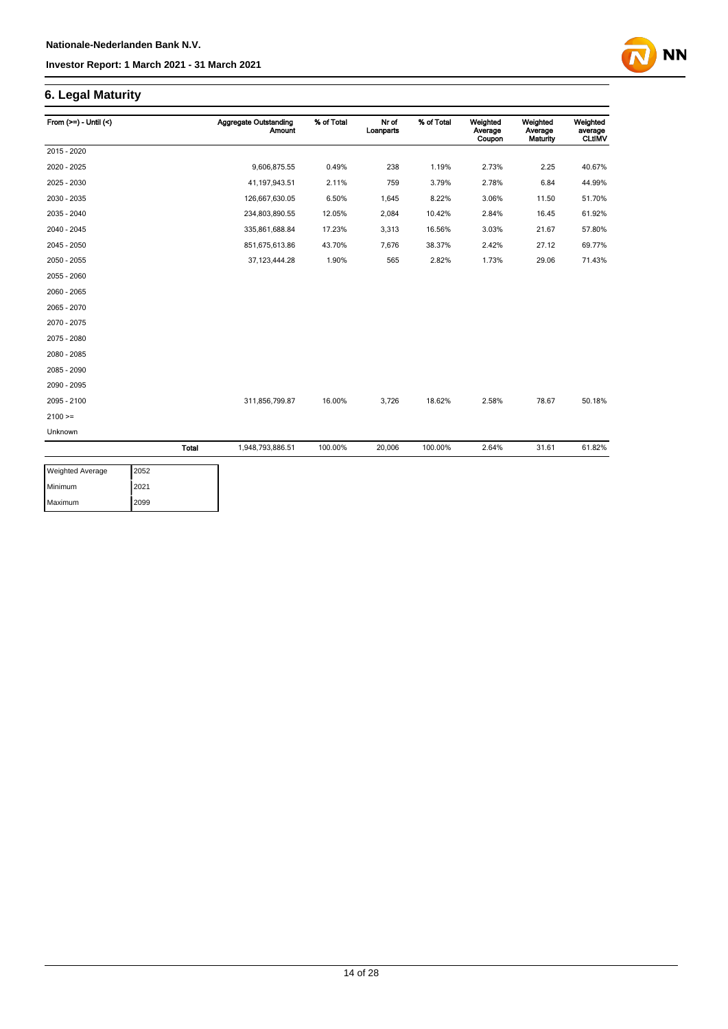## 6. Legal Maturity

| From (>=) - Until (<) | | Aggregate Outstanding Amount | % of Total | Nr of Loanparts | % of Total | Weighted Average Coupon | Weighted Average Maturity | Weighted average CLtIMV |
|---|---|---|---|---|---|---|---|---|
| 2015 - 2020 | | | | | | | | |
| 2020 - 2025 | | 9,606,875.55 | 0.49% | 238 | 1.19% | 2.73% | 2.25 | 40.67% |
| 2025 - 2030 | | 41,197,943.51 | 2.11% | 759 | 3.79% | 2.78% | 6.84 | 44.99% |
| 2030 - 2035 | | 126,667,630.05 | 6.50% | 1,645 | 8.22% | 3.06% | 11.50 | 51.70% |
| 2035 - 2040 | | 234,803,890.55 | 12.05% | 2,084 | 10.42% | 2.84% | 16.45 | 61.92% |
| 2040 - 2045 | | 335,861,688.84 | 17.23% | 3,313 | 16.56% | 3.03% | 21.67 | 57.80% |
| 2045 - 2050 | | 851,675,613.86 | 43.70% | 7,676 | 38.37% | 2.42% | 27.12 | 69.77% |
| 2050 - 2055 | | 37,123,444.28 | 1.90% | 565 | 2.82% | 1.73% | 29.06 | 71.43% |
| 2055 - 2060 | | | | | | | | |
| 2060 - 2065 | | | | | | | | |
| 2065 - 2070 | | | | | | | | |
| 2070 - 2075 | | | | | | | | |
| 2075 - 2080 | | | | | | | | |
| 2080 - 2085 | | | | | | | | |
| 2085 - 2090 | | | | | | | | |
| 2090 - 2095 | | | | | | | | |
| 2095 - 2100 | | 311,856,799.87 | 16.00% | 3,726 | 18.62% | 2.58% | 78.67 | 50.18% |
| 2100 >= | | | | | | | | |
| Unknown | | | | | | | | |
| | **Total** | 1,948,793,886.51 | 100.00% | 20,006 | 100.00% | 2.64% | 31.61 | 61.82% |

| | |
|---|---|
| Weighted Average | 2052 |
| Minimum | 2021 |
| Maximum | 2099 |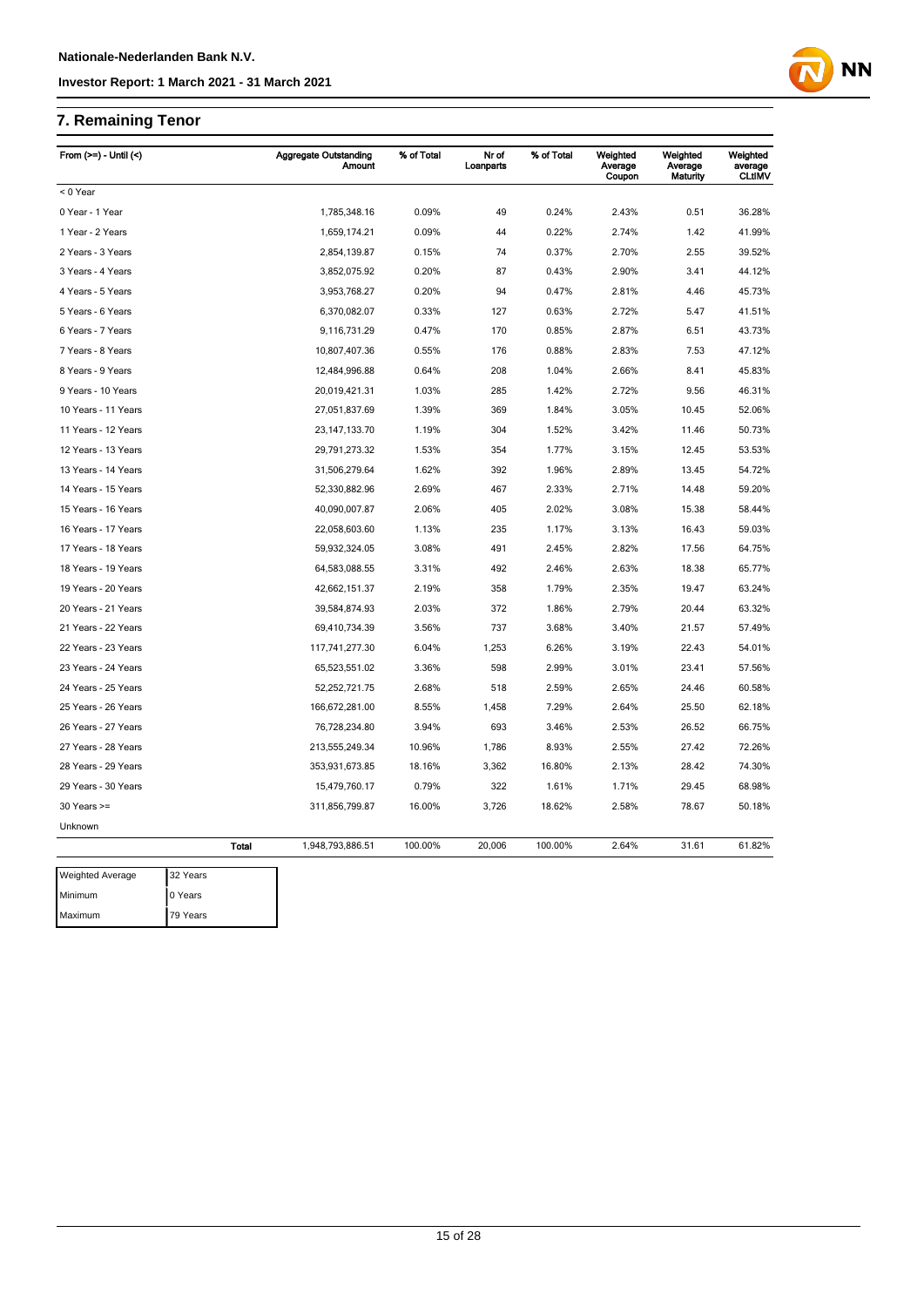## 7. Remaining Tenor

| From (>=) - Until (<) | Aggregate Outstanding Amount | % of Total | Nr of Loanparts | % of Total | Weighted Average Coupon | Weighted Average Maturity | Weighted average CLtIMV |
|---|---|---|---|---|---|---|---|
| < 0 Year | | | | | | | |
| 0 Year - 1 Year | 1,785,348.16 | 0.09% | 49 | 0.24% | 2.43% | 0.51 | 36.28% |
| 1 Year - 2 Years | 1,659,174.21 | 0.09% | 44 | 0.22% | 2.74% | 1.42 | 41.99% |
| 2 Years - 3 Years | 2,854,139.87 | 0.15% | 74 | 0.37% | 2.70% | 2.55 | 39.52% |
| 3 Years - 4 Years | 3,852,075.92 | 0.20% | 87 | 0.43% | 2.90% | 3.41 | 44.12% |
| 4 Years - 5 Years | 3,953,768.27 | 0.20% | 94 | 0.47% | 2.81% | 4.46 | 45.73% |
| 5 Years - 6 Years | 6,370,082.07 | 0.33% | 127 | 0.63% | 2.72% | 5.47 | 41.51% |
| 6 Years - 7 Years | 9,116,731.29 | 0.47% | 170 | 0.85% | 2.87% | 6.51 | 43.73% |
| 7 Years - 8 Years | 10,807,407.36 | 0.55% | 176 | 0.88% | 2.83% | 7.53 | 47.12% |
| 8 Years - 9 Years | 12,484,996.88 | 0.64% | 208 | 1.04% | 2.66% | 8.41 | 45.83% |
| 9 Years - 10 Years | 20,019,421.31 | 1.03% | 285 | 1.42% | 2.72% | 9.56 | 46.31% |
| 10 Years - 11 Years | 27,051,837.69 | 1.39% | 369 | 1.84% | 3.05% | 10.45 | 52.06% |
| 11 Years - 12 Years | 23,147,133.70 | 1.19% | 304 | 1.52% | 3.42% | 11.46 | 50.73% |
| 12 Years - 13 Years | 29,791,273.32 | 1.53% | 354 | 1.77% | 3.15% | 12.45 | 53.53% |
| 13 Years - 14 Years | 31,506,279.64 | 1.62% | 392 | 1.96% | 2.89% | 13.45 | 54.72% |
| 14 Years - 15 Years | 52,330,882.96 | 2.69% | 467 | 2.33% | 2.71% | 14.48 | 59.20% |
| 15 Years - 16 Years | 40,090,007.87 | 2.06% | 405 | 2.02% | 3.08% | 15.38 | 58.44% |
| 16 Years - 17 Years | 22,058,603.60 | 1.13% | 235 | 1.17% | 3.13% | 16.43 | 59.03% |
| 17 Years - 18 Years | 59,932,324.05 | 3.08% | 491 | 2.45% | 2.82% | 17.56 | 64.75% |
| 18 Years - 19 Years | 64,583,088.55 | 3.31% | 492 | 2.46% | 2.63% | 18.38 | 65.77% |
| 19 Years - 20 Years | 42,662,151.37 | 2.19% | 358 | 1.79% | 2.35% | 19.47 | 63.24% |
| 20 Years - 21 Years | 39,584,874.93 | 2.03% | 372 | 1.86% | 2.79% | 20.44 | 63.32% |
| 21 Years - 22 Years | 69,410,734.39 | 3.56% | 737 | 3.68% | 3.40% | 21.57 | 57.49% |
| 22 Years - 23 Years | 117,741,277.30 | 6.04% | 1,253 | 6.26% | 3.19% | 22.43 | 54.01% |
| 23 Years - 24 Years | 65,523,551.02 | 3.36% | 598 | 2.99% | 3.01% | 23.41 | 57.56% |
| 24 Years - 25 Years | 52,252,721.75 | 2.68% | 518 | 2.59% | 2.65% | 24.46 | 60.58% |
| 25 Years - 26 Years | 166,672,281.00 | 8.55% | 1,458 | 7.29% | 2.64% | 25.50 | 62.18% |
| 26 Years - 27 Years | 76,728,234.80 | 3.94% | 693 | 3.46% | 2.53% | 26.52 | 66.75% |
| 27 Years - 28 Years | 213,555,249.34 | 10.96% | 1,786 | 8.93% | 2.55% | 27.42 | 72.26% |
| 28 Years - 29 Years | 353,931,673.85 | 18.16% | 3,362 | 16.80% | 2.13% | 28.42 | 74.30% |
| 29 Years - 30 Years | 15,479,760.17 | 0.79% | 322 | 1.61% | 1.71% | 29.45 | 68.98% |
| 30 Years >= | 311,856,799.87 | 16.00% | 3,726 | 18.62% | 2.58% | 78.67 | 50.18% |
| Unknown | | | | | | | |
| **Total** | 1,948,793,886.51 | 100.00% | 20,006 | 100.00% | 2.64% | 31.61 | 61.82% |

| | |
|---|---|
| Weighted Average | 32 Years |
| Minimum | 0 Years |
| Maximum | 79 Years |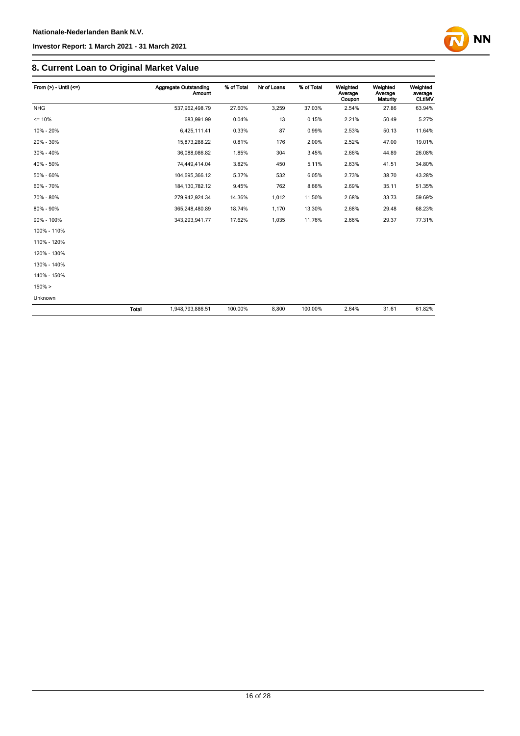## 8. Current Loan to Original Market Value

| From (>) - Until (<=) | | Aggregate Outstanding Amount | % of Total | Nr of Loans | % of Total | Weighted Average Coupon | Weighted Average Maturity | Weighted average CLtIMV |
|---|---|---|---|---|---|---|---|---|
| NHG | | 537,962,498.79 | 27.60% | 3,259 | 37.03% | 2.54% | 27.86 | 63.94% |
| <= 10% | | 683,991.99 | 0.04% | 13 | 0.15% | 2.21% | 50.49 | 5.27% |
| 10% - 20% | | 6,425,111.41 | 0.33% | 87 | 0.99% | 2.53% | 50.13 | 11.64% |
| 20% - 30% | | 15,873,288.22 | 0.81% | 176 | 2.00% | 2.52% | 47.00 | 19.01% |
| 30% - 40% | | 36,088,086.82 | 1.85% | 304 | 3.45% | 2.66% | 44.89 | 26.08% |
| 40% - 50% | | 74,449,414.04 | 3.82% | 450 | 5.11% | 2.63% | 41.51 | 34.80% |
| 50% - 60% | | 104,695,366.12 | 5.37% | 532 | 6.05% | 2.73% | 38.70 | 43.28% |
| 60% - 70% | | 184,130,782.12 | 9.45% | 762 | 8.66% | 2.69% | 35.11 | 51.35% |
| 70% - 80% | | 279,942,924.34 | 14.36% | 1,012 | 11.50% | 2.68% | 33.73 | 59.69% |
| 80% - 90% | | 365,248,480.89 | 18.74% | 1,170 | 13.30% | 2.68% | 29.48 | 68.23% |
| 90% - 100% | | 343,293,941.77 | 17.62% | 1,035 | 11.76% | 2.66% | 29.37 | 77.31% |
| 100% - 110% | | | | | | | | |
| 110% - 120% | | | | | | | | |
| 120% - 130% | | | | | | | | |
| 130% - 140% | | | | | | | | |
| 140% - 150% | | | | | | | | |
| 150% > | | | | | | | | |
| Unknown | | | | | | | | |
| | **Total** | 1,948,793,886.51 | 100.00% | 8,800 | 100.00% | 2.64% | 31.61 | 61.82% |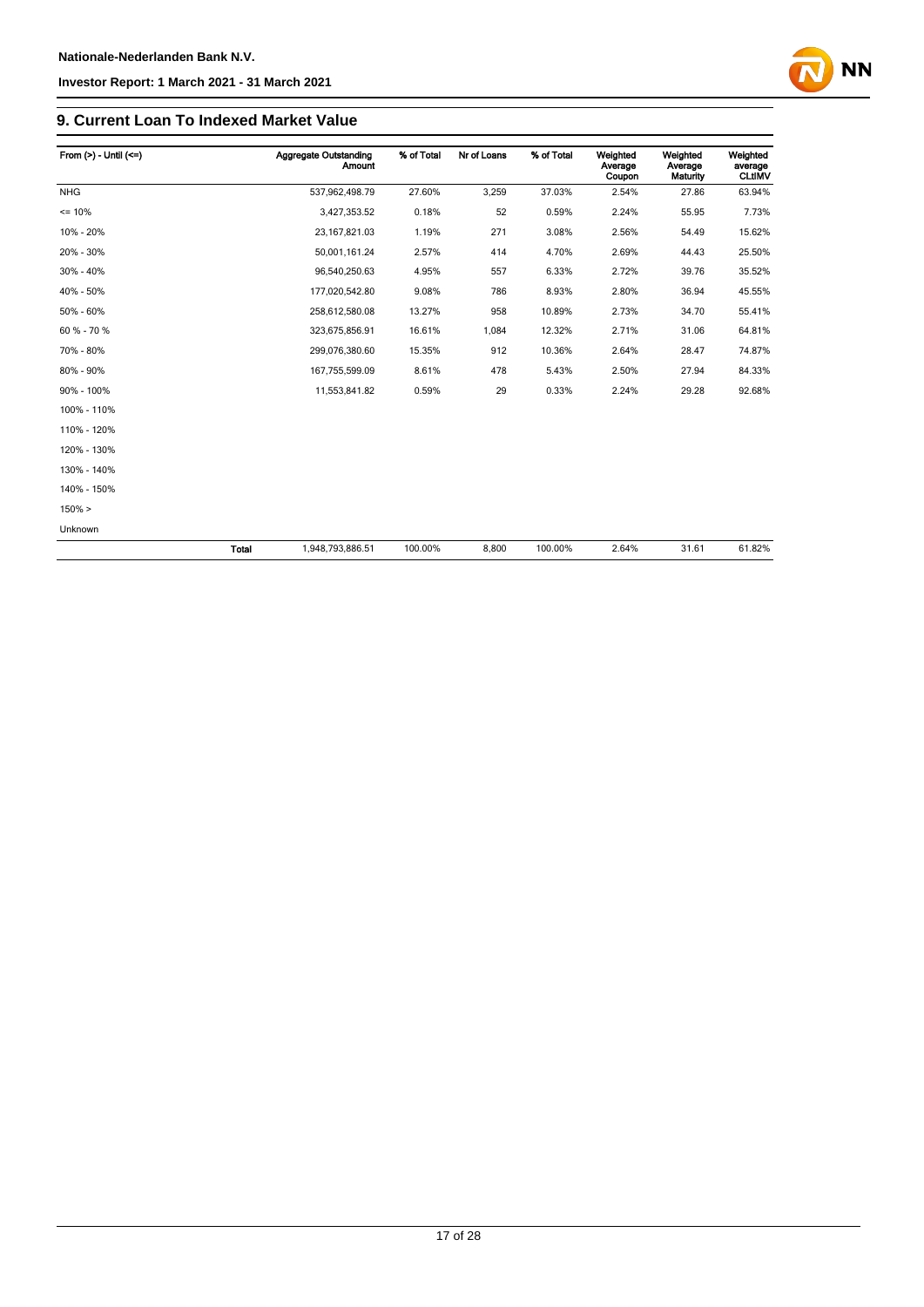## 9. Current Loan To Indexed Market Value

| From (>) - Until (<=) | | Aggregate Outstanding Amount | % of Total | Nr of Loans | % of Total | Weighted Average Coupon | Weighted Average Maturity | Weighted average CLtIMV |
|---|---|---|---|---|---|---|---|---|
| NHG | | 537,962,498.79 | 27.60% | 3,259 | 37.03% | 2.54% | 27.86 | 63.94% |
| <= 10% | | 3,427,353.52 | 0.18% | 52 | 0.59% | 2.24% | 55.95 | 7.73% |
| 10% - 20% | | 23,167,821.03 | 1.19% | 271 | 3.08% | 2.56% | 54.49 | 15.62% |
| 20% - 30% | | 50,001,161.24 | 2.57% | 414 | 4.70% | 2.69% | 44.43 | 25.50% |
| 30% - 40% | | 96,540,250.63 | 4.95% | 557 | 6.33% | 2.72% | 39.76 | 35.52% |
| 40% - 50% | | 177,020,542.80 | 9.08% | 786 | 8.93% | 2.80% | 36.94 | 45.55% |
| 50% - 60% | | 258,612,580.08 | 13.27% | 958 | 10.89% | 2.73% | 34.70 | 55.41% |
| 60 % - 70 % | | 323,675,856.91 | 16.61% | 1,084 | 12.32% | 2.71% | 31.06 | 64.81% |
| 70% - 80% | | 299,076,380.60 | 15.35% | 912 | 10.36% | 2.64% | 28.47 | 74.87% |
| 80% - 90% | | 167,755,599.09 | 8.61% | 478 | 5.43% | 2.50% | 27.94 | 84.33% |
| 90% - 100% | | 11,553,841.82 | 0.59% | 29 | 0.33% | 2.24% | 29.28 | 92.68% |
| 100% - 110% | | | | | | | | |
| 110% - 120% | | | | | | | | |
| 120% - 130% | | | | | | | | |
| 130% - 140% | | | | | | | | |
| 140% - 150% | | | | | | | | |
| 150% > | | | | | | | | |
| Unknown | | | | | | | | |
| | **Total** | 1,948,793,886.51 | 100.00% | 8,800 | 100.00% | 2.64% | 31.61 | 61.82% |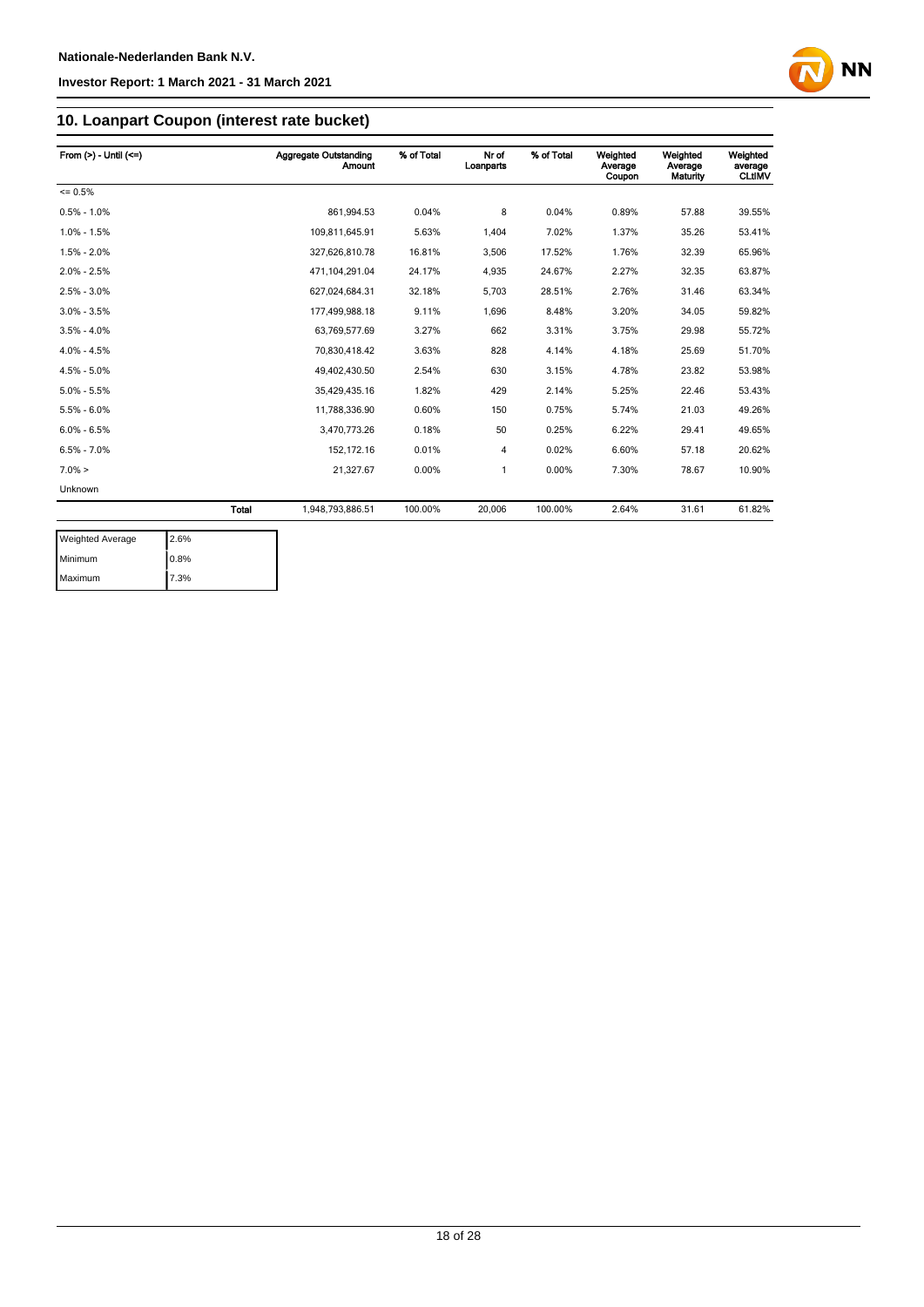## 10. Loanpart Coupon (interest rate bucket)

| From (>) - Until (<=) | Aggregate Outstanding Amount | % of Total | Nr of Loanparts | % of Total | Weighted Average Coupon | Weighted Average Maturity | Weighted average CLtIMV |
|---|---|---|---|---|---|---|---|
| <= 0.5% | | | | | | | |
| 0.5% - 1.0% | 861,994.53 | 0.04% | 8 | 0.04% | 0.89% | 57.88 | 39.55% |
| 1.0% - 1.5% | 109,811,645.91 | 5.63% | 1,404 | 7.02% | 1.37% | 35.26 | 53.41% |
| 1.5% - 2.0% | 327,626,810.78 | 16.81% | 3,506 | 17.52% | 1.76% | 32.39 | 65.96% |
| 2.0% - 2.5% | 471,104,291.04 | 24.17% | 4,935 | 24.67% | 2.27% | 32.35 | 63.87% |
| 2.5% - 3.0% | 627,024,684.31 | 32.18% | 5,703 | 28.51% | 2.76% | 31.46 | 63.34% |
| 3.0% - 3.5% | 177,499,988.18 | 9.11% | 1,696 | 8.48% | 3.20% | 34.05 | 59.82% |
| 3.5% - 4.0% | 63,769,577.69 | 3.27% | 662 | 3.31% | 3.75% | 29.98 | 55.72% |
| 4.0% - 4.5% | 70,830,418.42 | 3.63% | 828 | 4.14% | 4.18% | 25.69 | 51.70% |
| 4.5% - 5.0% | 49,402,430.50 | 2.54% | 630 | 3.15% | 4.78% | 23.82 | 53.98% |
| 5.0% - 5.5% | 35,429,435.16 | 1.82% | 429 | 2.14% | 5.25% | 22.46 | 53.43% |
| 5.5% - 6.0% | 11,788,336.90 | 0.60% | 150 | 0.75% | 5.74% | 21.03 | 49.26% |
| 6.0% - 6.5% | 3,470,773.26 | 0.18% | 50 | 0.25% | 6.22% | 29.41 | 49.65% |
| 6.5% - 7.0% | 152,172.16 | 0.01% | 4 | 0.02% | 6.60% | 57.18 | 20.62% |
| 7.0% > | 21,327.67 | 0.00% | 1 | 0.00% | 7.30% | 78.67 | 10.90% |
| Unknown | | | | | | | |
| **Total** | 1,948,793,886.51 | 100.00% | 20,006 | 100.00% | 2.64% | 31.61 | 61.82% |

| | |
|---|---|
| Weighted Average | 2.6% |
| Minimum | 0.8% |
| Maximum | 7.3% |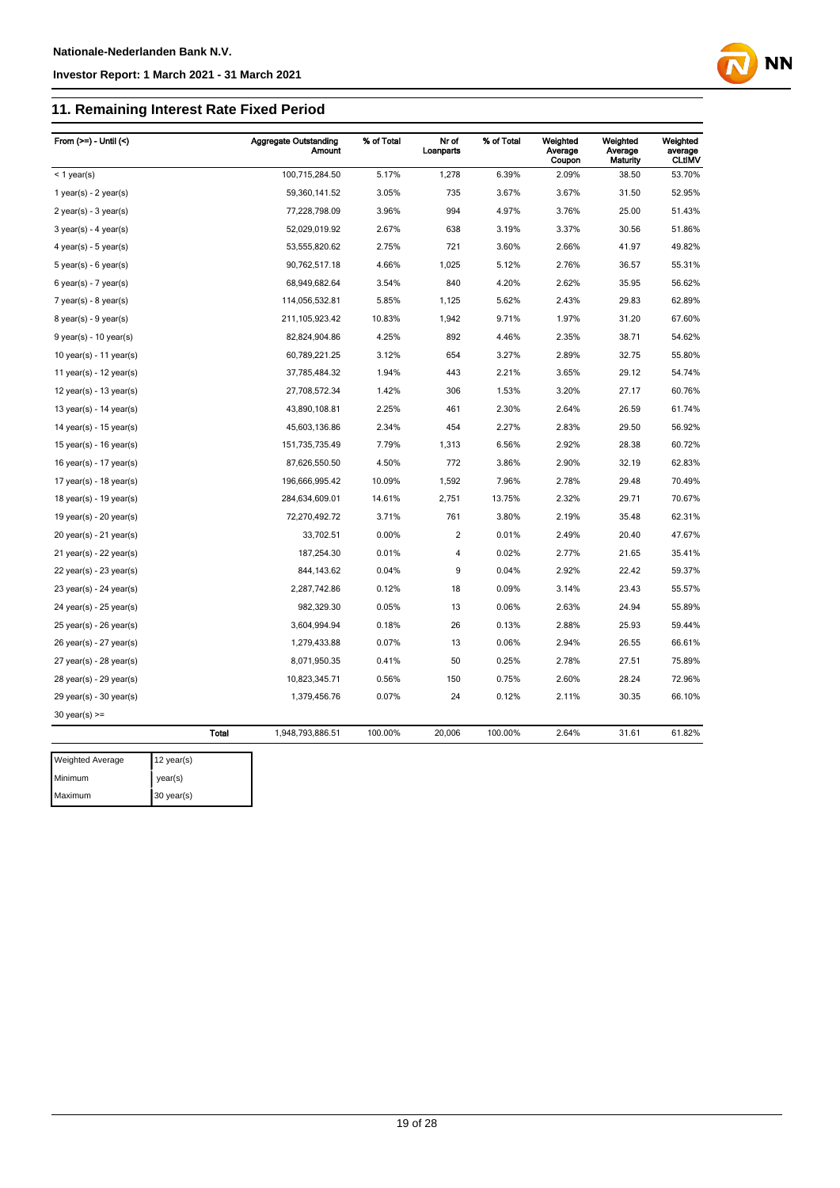## 11. Remaining Interest Rate Fixed Period

| From (>=) - Until (<) | Aggregate Outstanding Amount | % of Total | Nr of Loanparts | % of Total | Weighted Average Coupon | Weighted Average Maturity | Weighted average CLtIMV |
|---|---|---|---|---|---|---|---|
| < 1 year(s) | 100,715,284.50 | 5.17% | 1,278 | 6.39% | 2.09% | 38.50 | 53.70% |
| 1 year(s) - 2 year(s) | 59,360,141.52 | 3.05% | 735 | 3.67% | 3.67% | 31.50 | 52.95% |
| 2 year(s) - 3 year(s) | 77,228,798.09 | 3.96% | 994 | 4.97% | 3.76% | 25.00 | 51.43% |
| 3 year(s) - 4 year(s) | 52,029,019.92 | 2.67% | 638 | 3.19% | 3.37% | 30.56 | 51.86% |
| 4 year(s) - 5 year(s) | 53,555,820.62 | 2.75% | 721 | 3.60% | 2.66% | 41.97 | 49.82% |
| 5 year(s) - 6 year(s) | 90,762,517.18 | 4.66% | 1,025 | 5.12% | 2.76% | 36.57 | 55.31% |
| 6 year(s) - 7 year(s) | 68,949,682.64 | 3.54% | 840 | 4.20% | 2.62% | 35.95 | 56.62% |
| 7 year(s) - 8 year(s) | 114,056,532.81 | 5.85% | 1,125 | 5.62% | 2.43% | 29.83 | 62.89% |
| 8 year(s) - 9 year(s) | 211,105,923.42 | 10.83% | 1,942 | 9.71% | 1.97% | 31.20 | 67.60% |
| 9 year(s) - 10 year(s) | 82,824,904.86 | 4.25% | 892 | 4.46% | 2.35% | 38.71 | 54.62% |
| 10 year(s) - 11 year(s) | 60,789,221.25 | 3.12% | 654 | 3.27% | 2.89% | 32.75 | 55.80% |
| 11 year(s) - 12 year(s) | 37,785,484.32 | 1.94% | 443 | 2.21% | 3.65% | 29.12 | 54.74% |
| 12 year(s) - 13 year(s) | 27,708,572.34 | 1.42% | 306 | 1.53% | 3.20% | 27.17 | 60.76% |
| 13 year(s) - 14 year(s) | 43,890,108.81 | 2.25% | 461 | 2.30% | 2.64% | 26.59 | 61.74% |
| 14 year(s) - 15 year(s) | 45,603,136.86 | 2.34% | 454 | 2.27% | 2.83% | 29.50 | 56.92% |
| 15 year(s) - 16 year(s) | 151,735,735.49 | 7.79% | 1,313 | 6.56% | 2.92% | 28.38 | 60.72% |
| 16 year(s) - 17 year(s) | 87,626,550.50 | 4.50% | 772 | 3.86% | 2.90% | 32.19 | 62.83% |
| 17 year(s) - 18 year(s) | 196,666,995.42 | 10.09% | 1,592 | 7.96% | 2.78% | 29.48 | 70.49% |
| 18 year(s) - 19 year(s) | 284,634,609.01 | 14.61% | 2,751 | 13.75% | 2.32% | 29.71 | 70.67% |
| 19 year(s) - 20 year(s) | 72,270,492.72 | 3.71% | 761 | 3.80% | 2.19% | 35.48 | 62.31% |
| 20 year(s) - 21 year(s) | 33,702.51 | 0.00% | 2 | 0.01% | 2.49% | 20.40 | 47.67% |
| 21 year(s) - 22 year(s) | 187,254.30 | 0.01% | 4 | 0.02% | 2.77% | 21.65 | 35.41% |
| 22 year(s) - 23 year(s) | 844,143.62 | 0.04% | 9 | 0.04% | 2.92% | 22.42 | 59.37% |
| 23 year(s) - 24 year(s) | 2,287,742.86 | 0.12% | 18 | 0.09% | 3.14% | 23.43 | 55.57% |
| 24 year(s) - 25 year(s) | 982,329.30 | 0.05% | 13 | 0.06% | 2.63% | 24.94 | 55.89% |
| 25 year(s) - 26 year(s) | 3,604,994.94 | 0.18% | 26 | 0.13% | 2.88% | 25.93 | 59.44% |
| 26 year(s) - 27 year(s) | 1,279,433.88 | 0.07% | 13 | 0.06% | 2.94% | 26.55 | 66.61% |
| 27 year(s) - 28 year(s) | 8,071,950.35 | 0.41% | 50 | 0.25% | 2.78% | 27.51 | 75.89% |
| 28 year(s) - 29 year(s) | 10,823,345.71 | 0.56% | 150 | 0.75% | 2.60% | 28.24 | 72.96% |
| 29 year(s) - 30 year(s) | 1,379,456.76 | 0.07% | 24 | 0.12% | 2.11% | 30.35 | 66.10% |
| 30 year(s) >= | | | | | | | |
| **Total** | 1,948,793,886.51 | 100.00% | 20,006 | 100.00% | 2.64% | 31.61 | 61.82% |

| | |
|---|---|
| Weighted Average | 12 year(s) |
| Minimum | year(s) |
| Maximum | 30 year(s) |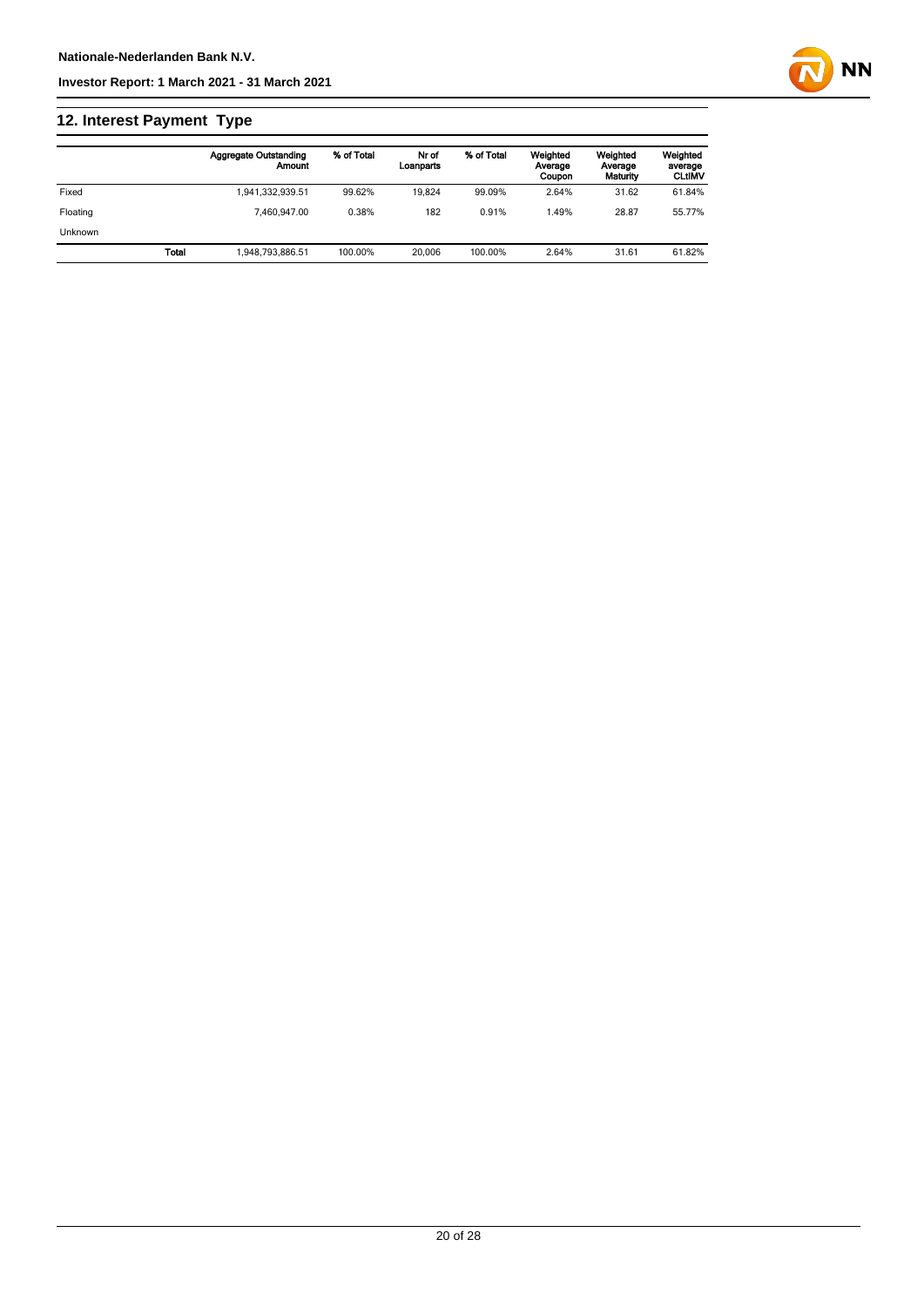## 12. Interest Payment Type

| | | Aggregate Outstanding Amount | % of Total | Nr of Loanparts | % of Total | Weighted Average Coupon | Weighted Average Maturity | Weighted average CLtIMV |
|---|---|---|---|---|---|---|---|---|
| Fixed | | 1,941,332,939.51 | 99.62% | 19,824 | 99.09% | 2.64% | 31.62 | 61.84% |
| Floating | | 7,460,947.00 | 0.38% | 182 | 0.91% | 1.49% | 28.87 | 55.77% |
| Unknown | | | | | | | | |
| | **Total** | 1,948,793,886.51 | 100.00% | 20,006 | 100.00% | 2.64% | 31.61 | 61.82% |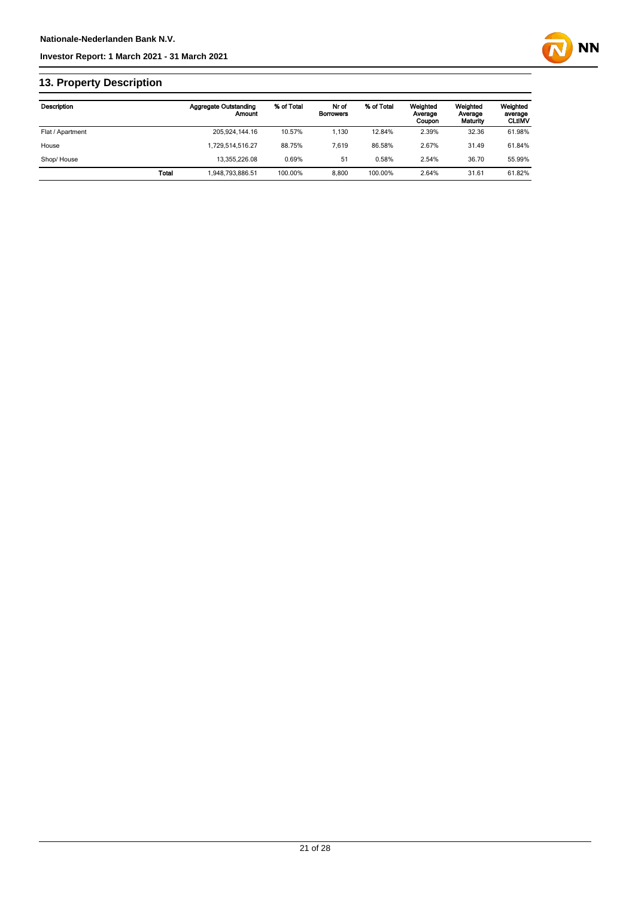## 13. Property Description

| Description | | Aggregate Outstanding Amount | % of Total | Nr of Borrowers | % of Total | Weighted Average Coupon | Weighted Average Maturity | Weighted average CLtIMV |
|---|---|---|---|---|---|---|---|---|
| Flat / Apartment | | 205,924,144.16 | 10.57% | 1,130 | 12.84% | 2.39% | 32.36 | 61.98% |
| House | | 1,729,514,516.27 | 88.75% | 7,619 | 86.58% | 2.67% | 31.49 | 61.84% |
| Shop/ House | | 13,355,226.08 | 0.69% | 51 | 0.58% | 2.54% | 36.70 | 55.99% |
| | **Total** | 1,948,793,886.51 | 100.00% | 8,800 | 100.00% | 2.64% | 31.61 | 61.82% |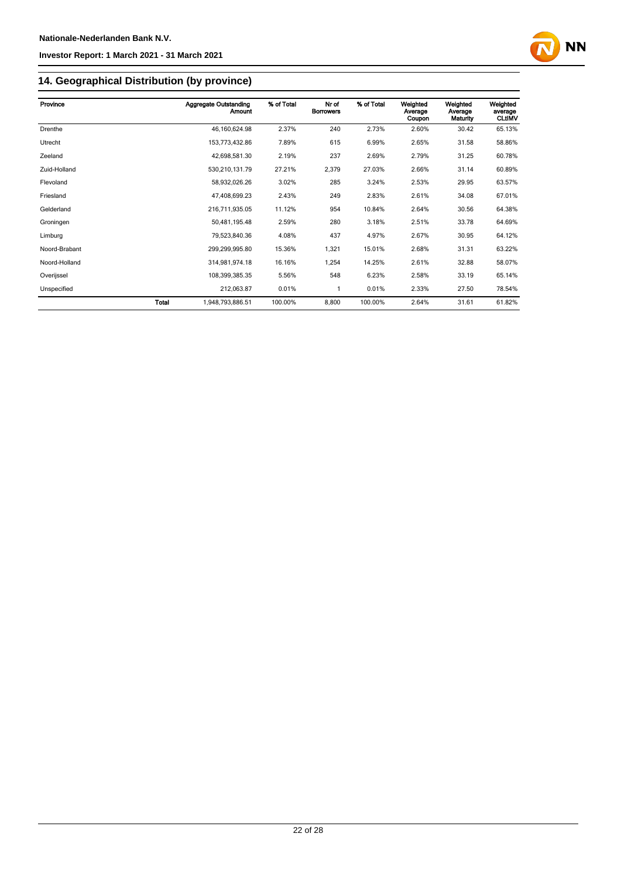## 14. Geographical Distribution (by province)

| Province | | Aggregate Outstanding Amount | % of Total | Nr of Borrowers | % of Total | Weighted Average Coupon | Weighted Average Maturity | Weighted average CLtIMV |
|---|---|---|---|---|---|---|---|---|
| Drenthe | | 46,160,624.98 | 2.37% | 240 | 2.73% | 2.60% | 30.42 | 65.13% |
| Utrecht | | 153,773,432.86 | 7.89% | 615 | 6.99% | 2.65% | 31.58 | 58.86% |
| Zeeland | | 42,698,581.30 | 2.19% | 237 | 2.69% | 2.79% | 31.25 | 60.78% |
| Zuid-Holland | | 530,210,131.79 | 27.21% | 2,379 | 27.03% | 2.66% | 31.14 | 60.89% |
| Flevoland | | 58,932,026.26 | 3.02% | 285 | 3.24% | 2.53% | 29.95 | 63.57% |
| Friesland | | 47,408,699.23 | 2.43% | 249 | 2.83% | 2.61% | 34.08 | 67.01% |
| Gelderland | | 216,711,935.05 | 11.12% | 954 | 10.84% | 2.64% | 30.56 | 64.38% |
| Groningen | | 50,481,195.48 | 2.59% | 280 | 3.18% | 2.51% | 33.78 | 64.69% |
| Limburg | | 79,523,840.36 | 4.08% | 437 | 4.97% | 2.67% | 30.95 | 64.12% |
| Noord-Brabant | | 299,299,995.80 | 15.36% | 1,321 | 15.01% | 2.68% | 31.31 | 63.22% |
| Noord-Holland | | 314,981,974.18 | 16.16% | 1,254 | 14.25% | 2.61% | 32.88 | 58.07% |
| Overijssel | | 108,399,385.35 | 5.56% | 548 | 6.23% | 2.58% | 33.19 | 65.14% |
| Unspecified | | 212,063.87 | 0.01% | 1 | 0.01% | 2.33% | 27.50 | 78.54% |
| | **Total** | 1,948,793,886.51 | 100.00% | 8,800 | 100.00% | 2.64% | 31.61 | 61.82% |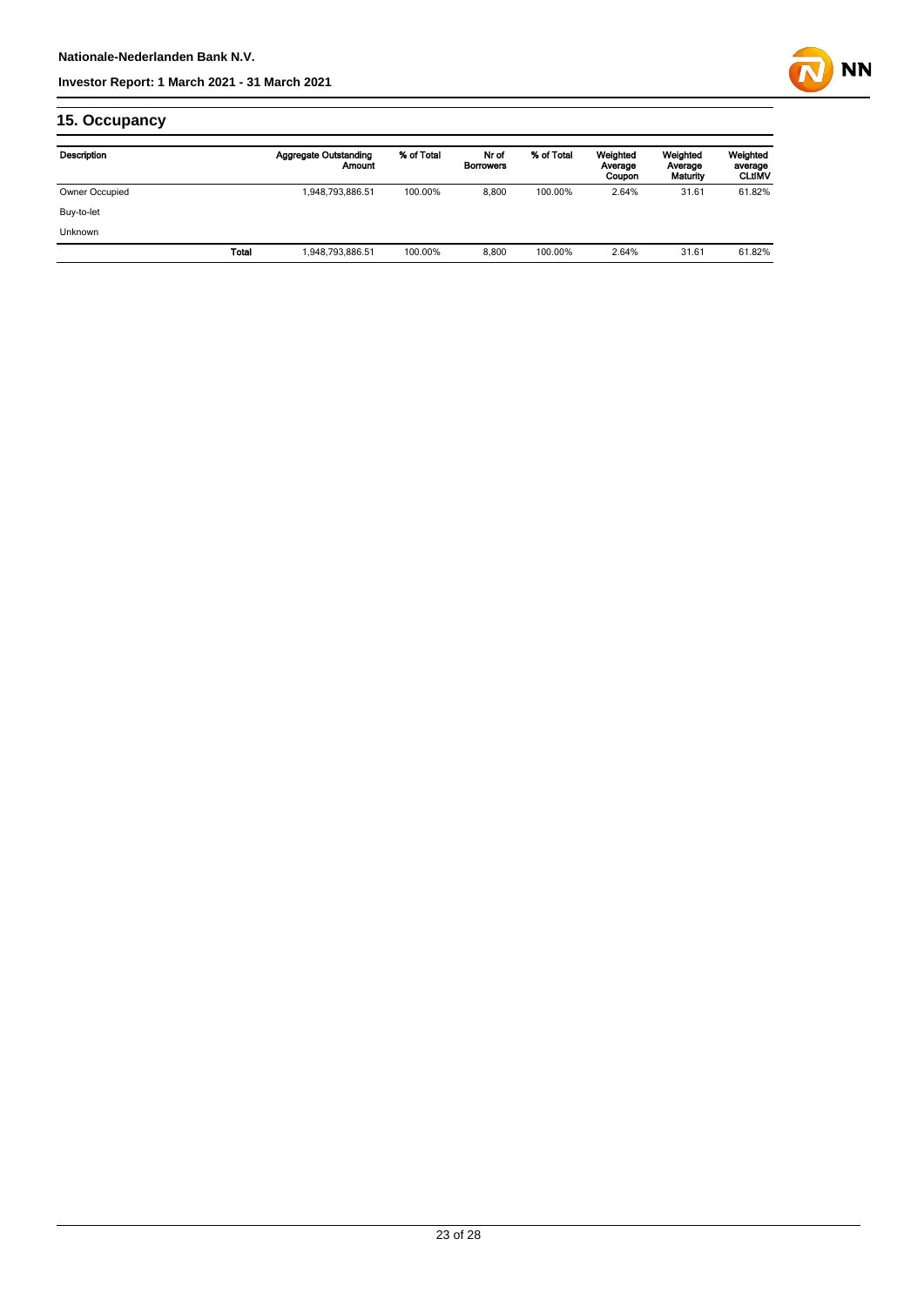## 15. Occupancy

| Description | | Aggregate Outstanding Amount | % of Total | Nr of Borrowers | % of Total | Weighted Average Coupon | Weighted Average Maturity | Weighted average CLtIMV |
|---|---|---|---|---|---|---|---|---|
| Owner Occupied | | 1,948,793,886.51 | 100.00% | 8,800 | 100.00% | 2.64% | 31.61 | 61.82% |
| Buy-to-let | | | | | | | | |
| Unknown | | | | | | | | |
| | Total | 1,948,793,886.51 | 100.00% | 8,800 | 100.00% | 2.64% | 31.61 | 61.82% |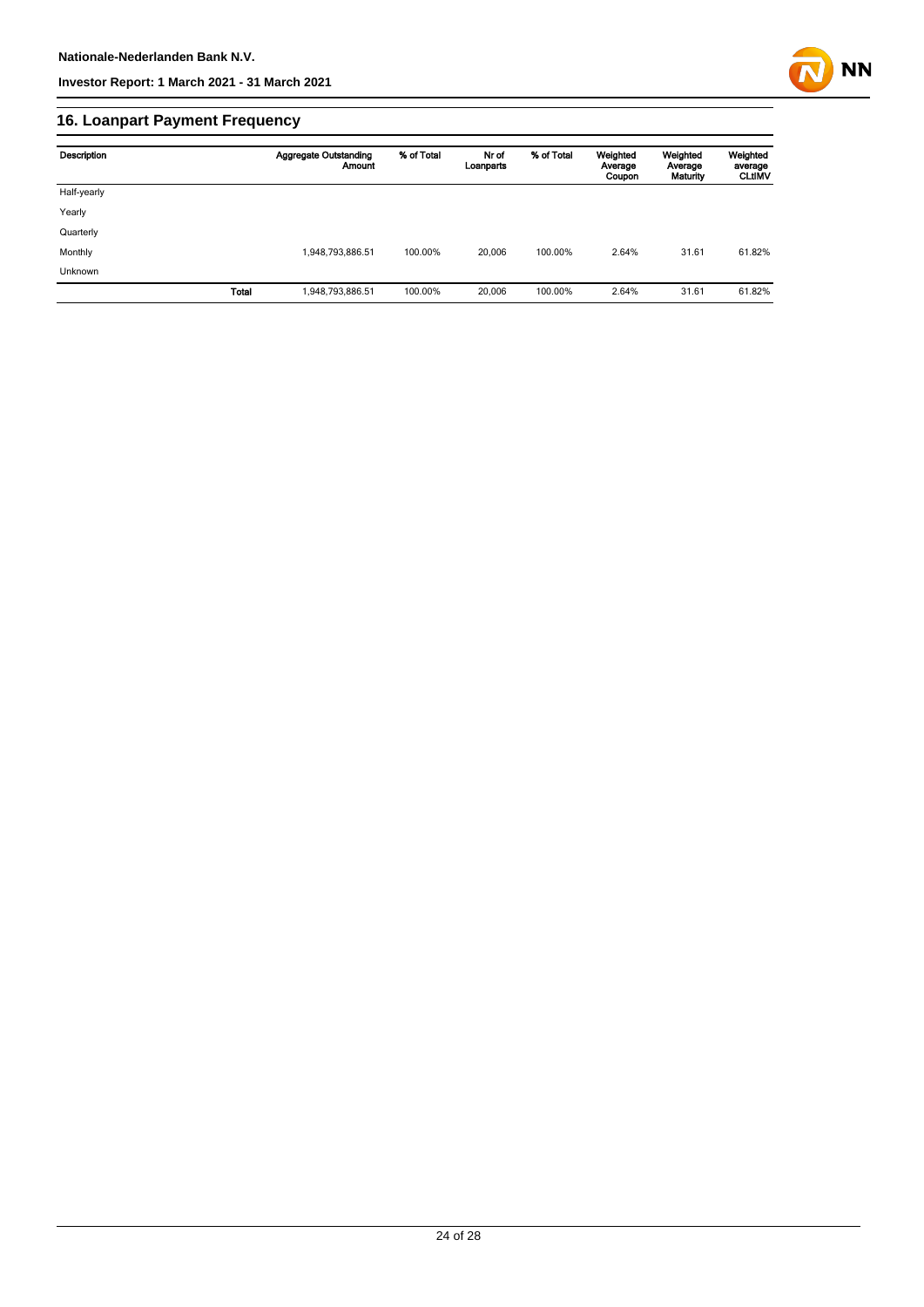## 16. Loanpart Payment Frequency

| Description | | Aggregate Outstanding Amount | % of Total | Nr of Loanparts | % of Total | Weighted Average Coupon | Weighted Average Maturity | Weighted average CLtIMV |
|---|---|---|---|---|---|---|---|---|
| Half-yearly | | | | | | | | |
| Yearly | | | | | | | | |
| Quarterly | | | | | | | | |
| Monthly | | 1,948,793,886.51 | 100.00% | 20,006 | 100.00% | 2.64% | 31.61 | 61.82% |
| Unknown | | | | | | | | |
| | **Total** | 1,948,793,886.51 | 100.00% | 20,006 | 100.00% | 2.64% | 31.61 | 61.82% |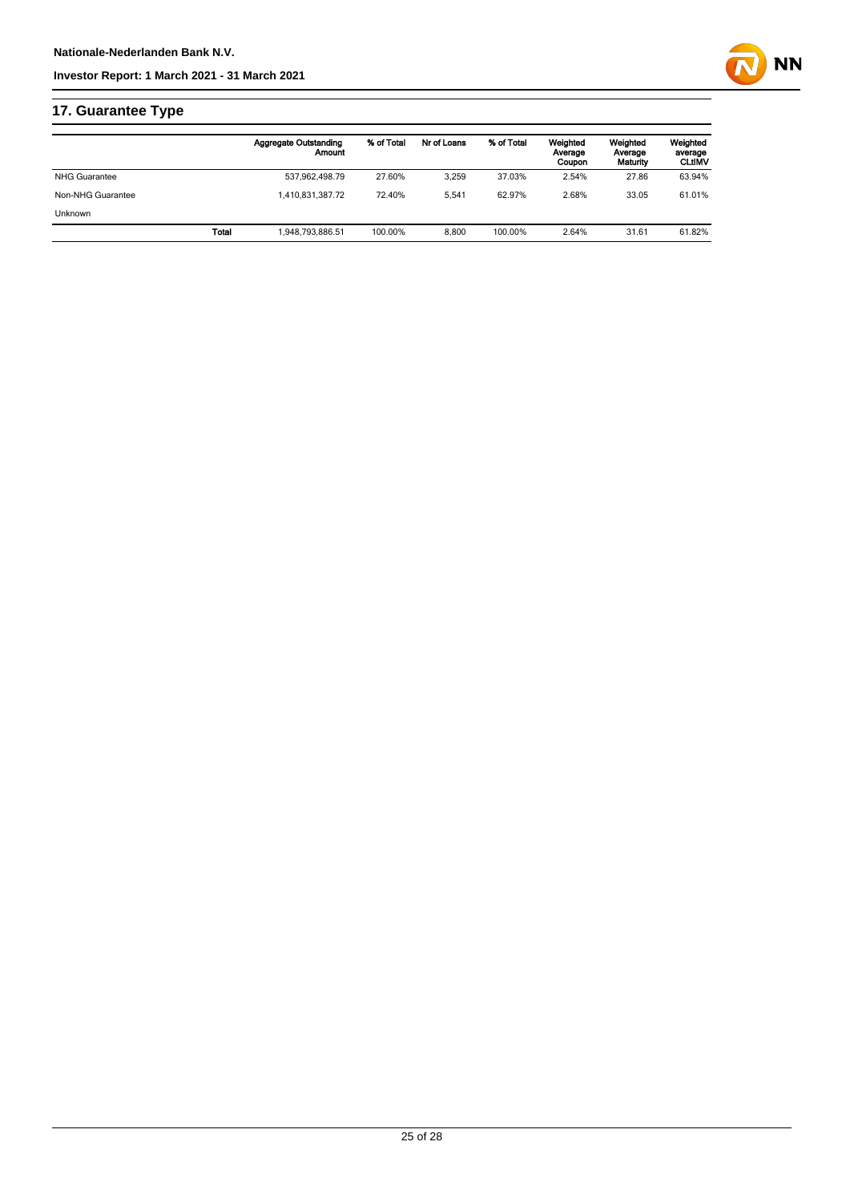## 17. Guarantee Type

| | | Aggregate Outstanding Amount | % of Total | Nr of Loans | % of Total | Weighted Average Coupon | Weighted Average Maturity | Weighted average CLtIMV |
|---|---|---|---|---|---|---|---|---|
| NHG Guarantee | | 537,962,498.79 | 27.60% | 3,259 | 37.03% | 2.54% | 27.86 | 63.94% |
| Non-NHG Guarantee | | 1,410,831,387.72 | 72.40% | 5,541 | 62.97% | 2.68% | 33.05 | 61.01% |
| Unknown | | | | | | | | |
| | **Total** | 1,948,793,886.51 | 100.00% | 8,800 | 100.00% | 2.64% | 31.61 | 61.82% |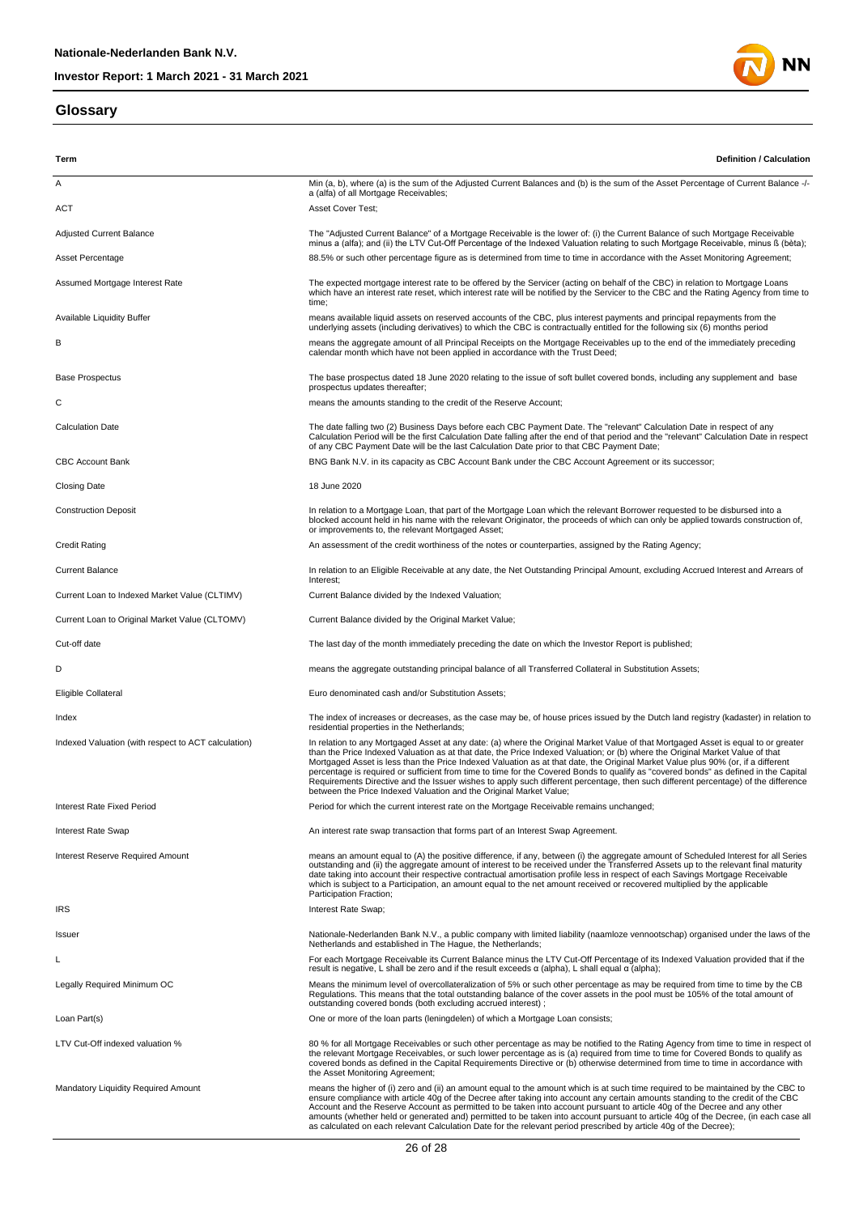## Glossary

| Term | Definition / Calculation |
|---|---|
| A | Min (a, b), where (a) is the sum of the Adjusted Current Balances and (b) is the sum of the Asset Percentage of Current Balance -/- a (alfa) of all Mortgage Receivables; |
| ACT | Asset Cover Test; |
| Adjusted Current Balance | The "Adjusted Current Balance" of a Mortgage Receivable is the lower of: (i) the Current Balance of such Mortgage Receivable minus a (alfa); and (ii) the LTV Cut-Off Percentage of the Indexed Valuation relating to such Mortgage Receivable, minus ß (bèta); |
| Asset Percentage | 88.5% or such other percentage figure as is determined from time to time in accordance with the Asset Monitoring Agreement; |
| Assumed Mortgage Interest Rate | The expected mortgage interest rate to be offered by the Servicer (acting on behalf of the CBC) in relation to Mortgage Loans which have an interest rate reset, which interest rate will be notified by the Servicer to the CBC and the Rating Agency from time to time; |
| Available Liquidity Buffer | means available liquid assets on reserved accounts of the CBC, plus interest payments and principal repayments from the underlying assets (including derivatives) to which the CBC is contractually entitled for the following six (6) months period |
| B | means the aggregate amount of all Principal Receipts on the Mortgage Receivables up to the end of the immediately preceding calendar month which have not been applied in accordance with the Trust Deed; |
| Base Prospectus | The base prospectus dated 18 June 2020 relating to the issue of soft bullet covered bonds, including any supplement and base prospectus updates thereafter; |
| C | means the amounts standing to the credit of the Reserve Account; |
| Calculation Date | The date falling two (2) Business Days before each CBC Payment Date. The "relevant" Calculation Date in respect of any Calculation Period will be the first Calculation Date falling after the end of that period and the "relevant" Calculation Date in respect of any CBC Payment Date will be the last Calculation Date prior to that CBC Payment Date; |
| CBC Account Bank | BNG Bank N.V. in its capacity as CBC Account Bank under the CBC Account Agreement or its successor; |
| Closing Date | 18 June 2020 |
| Construction Deposit | In relation to a Mortgage Loan, that part of the Mortgage Loan which the relevant Borrower requested to be disbursed into a blocked account held in his name with the relevant Originator, the proceeds of which can only be applied towards construction of, or improvements to, the relevant Mortgaged Asset; |
| Credit Rating | An assessment of the credit worthiness of the notes or counterparties, assigned by the Rating Agency; |
| Current Balance | In relation to an Eligible Receivable at any date, the Net Outstanding Principal Amount, excluding Accrued Interest and Arrears of Interest; |
| Current Loan to Indexed Market Value (CLTIMV) | Current Balance divided by the Indexed Valuation; |
| Current Loan to Original Market Value (CLTOMV) | Current Balance divided by the Original Market Value; |
| Cut-off date | The last day of the month immediately preceding the date on which the Investor Report is published; |
| D | means the aggregate outstanding principal balance of all Transferred Collateral in Substitution Assets; |
| Eligible Collateral | Euro denominated cash and/or Substitution Assets; |
| Index | The index of increases or decreases, as the case may be, of house prices issued by the Dutch land registry (kadaster) in relation to residential properties in the Netherlands; |
| Indexed Valuation (with respect to ACT calculation) | In relation to any Mortgaged Asset at any date: (a) where the Original Market Value of that Mortgaged Asset is equal to or greater than the Price Indexed Valuation as at that date, the Price Indexed Valuation; or (b) where the Original Market Value of that Mortgaged Asset is less than the Price Indexed Valuation as at that date, the Original Market Value plus 90% (or, if a different percentage is required or sufficient from time to time for the Covered Bonds to qualify as "covered bonds" as defined in the Capital Requirements Directive and the Issuer wishes to apply such different percentage, then such different percentage) of the difference between the Price Indexed Valuation and the Original Market Value; |
| Interest Rate Fixed Period | Period for which the current interest rate on the Mortgage Receivable remains unchanged; |
| Interest Rate Swap | An interest rate swap transaction that forms part of an Interest Swap Agreement. |
| Interest Reserve Required Amount | means an amount equal to (A) the positive difference, if any, between (i) the aggregate amount of Scheduled Interest for all Series outstanding and (ii) the aggregate amount of interest to be received under the Transferred Assets up to the relevant final maturity date taking into account their respective contractual amortisation profile less in respect of each Savings Mortgage Receivable which is subject to a Participation, an amount equal to the net amount received or recovered multiplied by the applicable Participation Fraction; |
| IRS | Interest Rate Swap; |
| Issuer | Nationale-Nederlanden Bank N.V., a public company with limited liability (naamloze vennootschap) organised under the laws of the Netherlands and established in The Hague, the Netherlands; |
| L | For each Mortgage Receivable its Current Balance minus the LTV Cut-Off Percentage of its Indexed Valuation provided that if the result is negative, L shall be zero and if the result exceeds α (alpha), L shall equal α (alpha); |
| Legally Required Minimum OC | Means the minimum level of overcollateralization of 5% or such other percentage as may be required from time to time by the CB Regulations. This means that the total outstanding balance of the cover assets in the pool must be 105% of the total amount of outstanding covered bonds (both excluding accrued interest) ; |
| Loan Part(s) | One or more of the loan parts (leningdelen) of which a Mortgage Loan consists; |
| LTV Cut-Off indexed valuation % | 80 % for all Mortgage Receivables or such other percentage as may be notified to the Rating Agency from time to time in respect of the relevant Mortgage Receivables, or such lower percentage as is (a) required from time to time for Covered Bonds to qualify as covered bonds as defined in the Capital Requirements Directive or (b) otherwise determined from time to time in accordance with the Asset Monitoring Agreement; |
| Mandatory Liquidity Required Amount | means the higher of (i) zero and (ii) an amount equal to the amount which is at such time required to be maintained by the CBC to ensure compliance with article 40g of the Decree after taking into account any certain amounts standing to the credit of the CBC Account and the Reserve Account as permitted to be taken into account pursuant to article 40g of the Decree and any other amounts (whether held or generated and) permitted to be taken into account pursuant to article 40g of the Decree, (in each case all as calculated on each relevant Calculation Date for the relevant period prescribed by article 40g of the Decree); |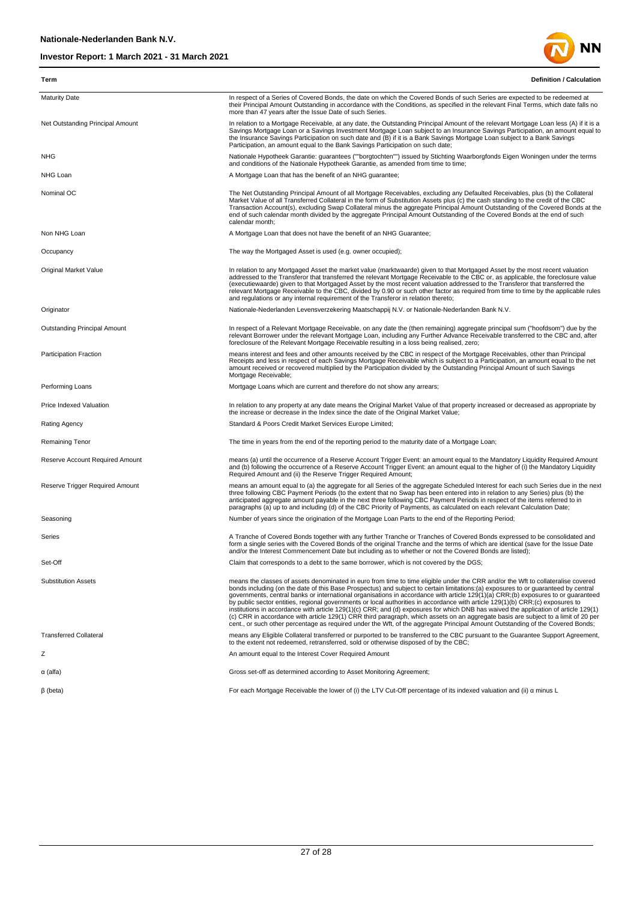| Term | Definition / Calculation |
|---|---|
| Maturity Date | In respect of a Series of Covered Bonds, the date on which the Covered Bonds of such Series are expected to be redeemed at their Principal Amount Outstanding in accordance with the Conditions, as specified in the relevant Final Terms, which date falls no more than 47 years after the Issue Date of such Series. |
| Net Outstanding Principal Amount | In relation to a Mortgage Receivable, at any date, the Outstanding Principal Amount of the relevant Mortgage Loan less (A) if it is a Savings Mortgage Loan or a Savings Investment Mortgage Loan subject to an Insurance Savings Participation, an amount equal to the Insurance Savings Participation on such date and (B) if it is a Bank Savings Mortgage Loan subject to a Bank Savings Participation, an amount equal to the Bank Savings Participation on such date; |
| NHG | Nationale Hypotheek Garantie: guarantees (""borgtochten"") issued by Stichting Waarborgfonds Eigen Woningen under the terms and conditions of the Nationale Hypotheek Garantie, as amended from time to time; |
| NHG Loan | A Mortgage Loan that has the benefit of an NHG guarantee; |
| Nominal OC | The Net Outstanding Principal Amount of all Mortgage Receivables, excluding any Defaulted Receivables, plus (b) the Collateral Market Value of all Transferred Collateral in the form of Substitution Assets plus (c) the cash standing to the credit of the CBC Transaction Account(s), excluding Swap Collateral minus the aggregate Principal Amount Outstanding of the Covered Bonds at the end of such calendar month divided by the aggregate Principal Amount Outstanding of the Covered Bonds at the end of such calendar month; |
| Non NHG Loan | A Mortgage Loan that does not have the benefit of an NHG Guarantee; |
| Occupancy | The way the Mortgaged Asset is used (e.g. owner occupied); |
| Original Market Value | In relation to any Mortgaged Asset the market value (marktwaarde) given to that Mortgaged Asset by the most recent valuation addressed to the Transferor that transferred the relevant Mortgage Receivable to the CBC or, as applicable, the foreclosure value (executiewaarde) given to that Mortgaged Asset by the most recent valuation addressed to the Transferor that transferred the relevant Mortgage Receivable to the CBC, divided by 0.90 or such other factor as required from time to time by the applicable rules and regulations or any internal requirement of the Transferor in relation thereto; |
| Originator | Nationale-Nederlanden Levensverzekering Maatschappij N.V. or Nationale-Nederlanden Bank N.V. |
| Outstanding Principal Amount | In respect of a Relevant Mortgage Receivable, on any date the (then remaining) aggregate principal sum ("hoofdsom") due by the relevant Borrower under the relevant Mortgage Loan, including any Further Advance Receivable transferred to the CBC and, after foreclosure of the Relevant Mortgage Receivable resulting in a loss being realised, zero; |
| Participation Fraction | means interest and fees and other amounts received by the CBC in respect of the Mortgage Receivables, other than Principal Receipts and less in respect of each Savings Mortgage Receivable which is subject to a Participation, an amount equal to the net amount received or recovered multiplied by the Participation divided by the Outstanding Principal Amount of such Savings Mortgage Receivable; |
| Performing Loans | Mortgage Loans which are current and therefore do not show any arrears; |
| Price Indexed Valuation | In relation to any property at any date means the Original Market Value of that property increased or decreased as appropriate by the increase or decrease in the Index since the date of the Original Market Value; |
| Rating Agency | Standard & Poors Credit Market Services Europe Limited; |
| Remaining Tenor | The time in years from the end of the reporting period to the maturity date of a Mortgage Loan; |
| Reserve Account Required Amount | means (a) until the occurrence of a Reserve Account Trigger Event: an amount equal to the Mandatory Liquidity Required Amount and (b) following the occurrence of a Reserve Account Trigger Event: an amount equal to the higher of (i) the Mandatory Liquidity Required Amount and (ii) the Reserve Trigger Required Amount; |
| Reserve Trigger Required Amount | means an amount equal to (a) the aggregate for all Series of the aggregate Scheduled Interest for each such Series due in the next three following CBC Payment Periods (to the extent that no Swap has been entered into in relation to any Series) plus (b) the anticipated aggregate amount payable in the next three following CBC Payment Periods in respect of the items referred to in paragraphs (a) up to and including (d) of the CBC Priority of Payments, as calculated on each relevant Calculation Date; |
| Seasoning | Number of years since the origination of the Mortgage Loan Parts to the end of the Reporting Period; |
| Series | A Tranche of Covered Bonds together with any further Tranche or Tranches of Covered Bonds expressed to be consolidated and form a single series with the Covered Bonds of the original Tranche and the terms of which are identical (save for the Issue Date and/or the Interest Commencement Date but including as to whether or not the Covered Bonds are listed); |
| Set-Off | Claim that corresponds to a debt to the same borrower, which is not covered by the DGS; |
| Substitution Assets | means the classes of assets denominated in euro from time to time eligible under the CRR and/or the Wft to collateralise covered bonds including (on the date of this Base Prospectus) and subject to certain limitations:(a) exposures to or guaranteed by central governments, central banks or international organisations in accordance with article 129(1)(a) CRR;(b) exposures to or guaranteed by public sector entities, regional governments or local authorities in accordance with article 129(1)(b) CRR;(c) exposures to institutions in accordance with article 129(1)(c) CRR; and (d) exposures for which DNB has waived the application of article 129(1)(c) CRR in accordance with article 129(1) CRR third paragraph, which assets on an aggregate basis are subject to a limit of 20 per cent., or such other percentage as required under the Wft, of the aggregate Principal Amount Outstanding of the Covered Bonds; |
| Transferred Collateral | means any Eligible Collateral transferred or purported to be transferred to the CBC pursuant to the Guarantee Support Agreement, to the extent not redeemed, retransferred, sold or otherwise disposed of by the CBC; |
| Z | An amount equal to the Interest Cover Required Amount |
| α (alfa) | Gross set-off as determined according to Asset Monitoring Agreement; |
| β (beta) | For each Mortgage Receivable the lower of (i) the LTV Cut-Off percentage of its indexed valuation and (ii) α minus L |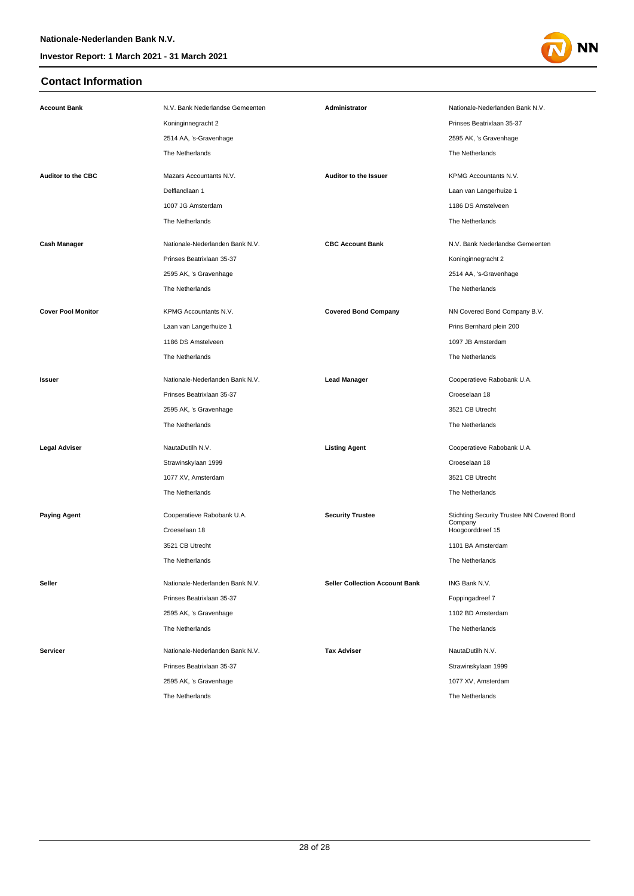## Contact Information

| | | | |
|---|---|---|---|
| **Account Bank** | N.V. Bank Nederlandse Gemeenten<br>Koninginnegracht 2<br>2514 AA, 's-Gravenhage<br>The Netherlands | **Administrator** | Nationale-Nederlanden Bank N.V.<br>Prinses Beatrixlaan 35-37<br>2595 AK, 's Gravenhage<br>The Netherlands |
| **Auditor to the CBC** | Mazars Accountants N.V.<br>Delflandlaan 1<br>1007 JG Amsterdam<br>The Netherlands | **Auditor to the Issuer** | KPMG Accountants N.V.<br>Laan van Langerhuize 1<br>1186 DS Amstelveen<br>The Netherlands |
| **Cash Manager** | Nationale-Nederlanden Bank N.V.<br>Prinses Beatrixlaan 35-37<br>2595 AK, 's Gravenhage<br>The Netherlands | **CBC Account Bank** | N.V. Bank Nederlandse Gemeenten<br>Koninginnegracht 2<br>2514 AA, 's-Gravenhage<br>The Netherlands |
| **Cover Pool Monitor** | KPMG Accountants N.V.<br>Laan van Langerhuize 1<br>1186 DS Amstelveen<br>The Netherlands | **Covered Bond Company** | NN Covered Bond Company B.V.<br>Prins Bernhard plein 200<br>1097 JB Amsterdam<br>The Netherlands |
| **Issuer** | Nationale-Nederlanden Bank N.V.<br>Prinses Beatrixlaan 35-37<br>2595 AK, 's Gravenhage<br>The Netherlands | **Lead Manager** | Cooperatieve Rabobank U.A.<br>Croeselaan 18<br>3521 CB Utrecht<br>The Netherlands |
| **Legal Adviser** | NautaDutilh N.V.<br>Strawinskylaan 1999<br>1077 XV, Amsterdam<br>The Netherlands | **Listing Agent** | Cooperatieve Rabobank U.A.<br>Croeselaan 18<br>3521 CB Utrecht<br>The Netherlands |
| **Paying Agent** | Cooperatieve Rabobank U.A.<br>Croeselaan 18<br>3521 CB Utrecht<br>The Netherlands | **Security Trustee** | Stichting Security Trustee NN Covered Bond Company<br>Hoogoorddreef 15<br>1101 BA Amsterdam<br>The Netherlands |
| **Seller** | Nationale-Nederlanden Bank N.V.<br>Prinses Beatrixlaan 35-37<br>2595 AK, 's Gravenhage<br>The Netherlands | **Seller Collection Account Bank** | ING Bank N.V.<br>Foppingadreef 7<br>1102 BD Amsterdam<br>The Netherlands |
| **Servicer** | Nationale-Nederlanden Bank N.V.<br>Prinses Beatrixlaan 35-37<br>2595 AK, 's Gravenhage<br>The Netherlands | **Tax Adviser** | NautaDutilh N.V.<br>Strawinskylaan 1999<br>1077 XV, Amsterdam<br>The Netherlands |